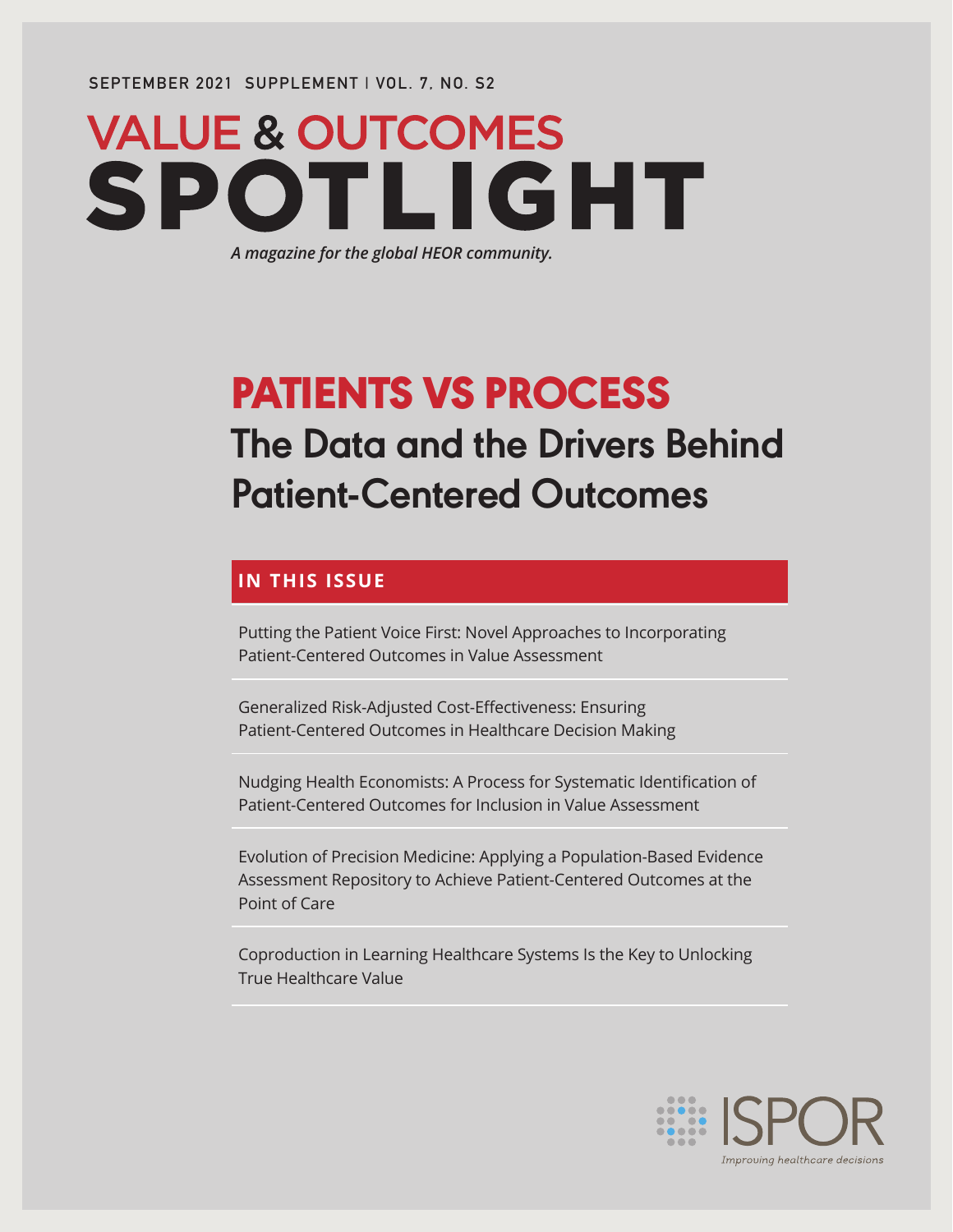SEPTEMBER 2021 SUPPLEMENT | VOL. 7, NO. S2

# VALUE & OUTCOMES SPOTLIGHT

*A magazine for the global HEOR community.*

## PATIENTS VS PROCESS

### The Data and the Drivers Behind Patient-Centered Outcomes

**IN THIS ISSUE**

Putting the Patient Voice First: Novel Approaches to Incorporating Patient-Centered Outcomes in Value Assessment

Generalized Risk-Adjusted Cost-Effectiveness: Ensuring Patient-Centered Outcomes in Healthcare Decision Making

Nudging Health Economists: A Process for Systematic Identification of Patient-Centered Outcomes for Inclusion in Value Assessment

Evolution of Precision Medicine: Applying a Population-Based Evidence Assessment Repository to Achieve Patient-Centered Outcomes at the Point of Care

Coproduction in Learning Healthcare Systems Is the Key to Unlocking True Healthcare Value

ISPOR

*Improving healthcare decisions*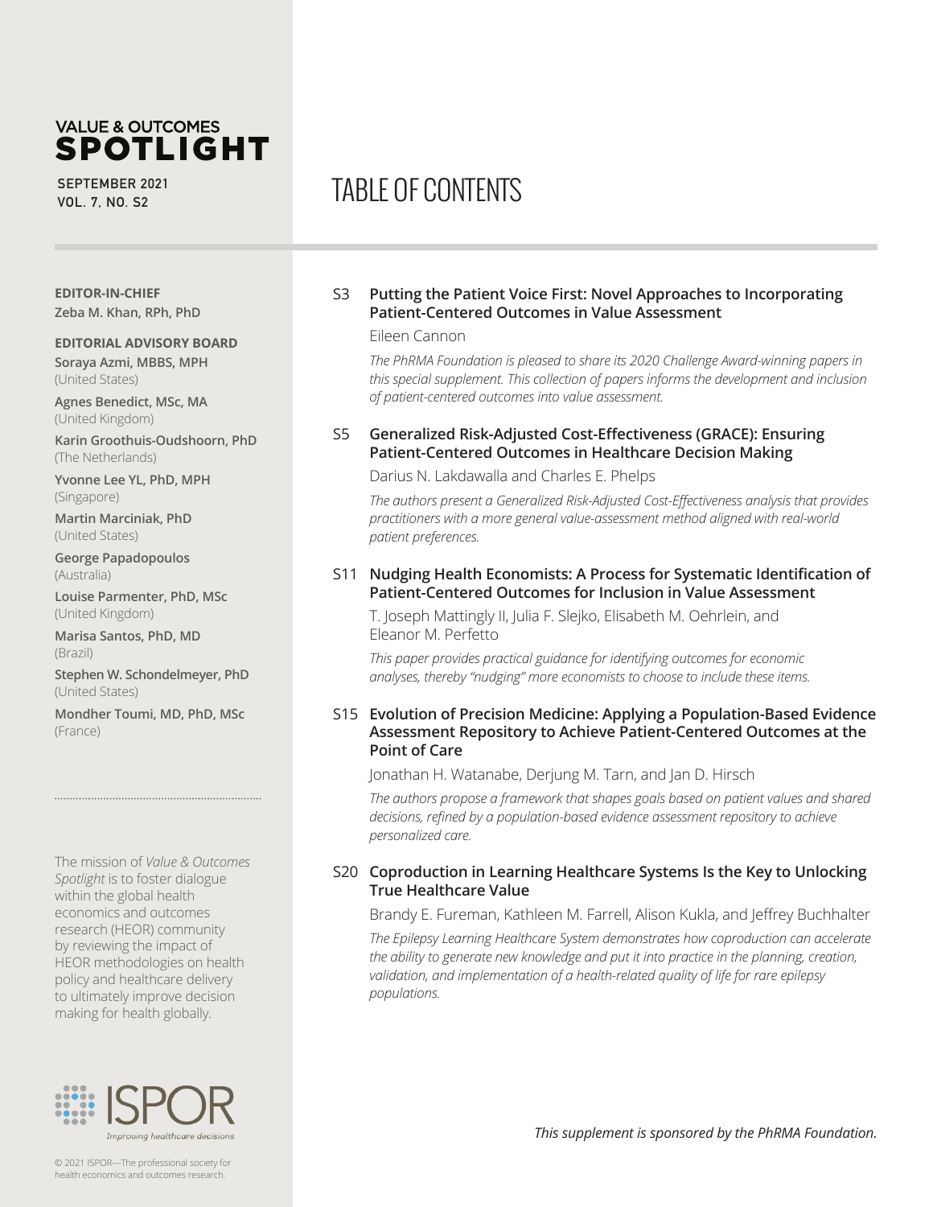VALUE & OUTCOMES
# SPOTLIGHT

SEPTEMBER 2021
VOL. 7, NO. S2

**EDITOR-IN-CHIEF**
**Zeba M. Khan, RPh, PhD**

**EDITORIAL ADVISORY BOARD**

**Soraya Azmi, MBBS, MPH**
(United States)

**Agnes Benedict, MSc, MA**
(United Kingdom)

**Karin Groothuis-Oudshoorn, PhD**
(The Netherlands)

**Yvonne Lee YL, PhD, MPH**
(Singapore)

**Martin Marciniak, PhD**
(United States)

**George Papadopoulos**
(Australia)

**Louise Parmenter, PhD, MSc**
(United Kingdom)

**Marisa Santos, PhD, MD**
(Brazil)

**Stephen W. Schondelmeyer, PhD**
(United States)

**Mondher Toumi, MD, PhD, MSc**
(France)

The mission of *Value & Outcomes Spotlight* is to foster dialogue within the global health economics and outcomes research (HEOR) community by reviewing the impact of HEOR methodologies on health policy and healthcare delivery to ultimately improve decision making for health globally.

ISPOR — Improving healthcare decisions

© 2021 ISPOR—The professional society for health economics and outcomes research.

# TABLE OF CONTENTS

**S3 Putting the Patient Voice First: Novel Approaches to Incorporating Patient-Centered Outcomes in Value Assessment**

Eileen Cannon

*The PhRMA Foundation is pleased to share its 2020 Challenge Award-winning papers in this special supplement. This collection of papers informs the development and inclusion of patient-centered outcomes into value assessment.*

**S5 Generalized Risk-Adjusted Cost-Effectiveness (GRACE): Ensuring Patient-Centered Outcomes in Healthcare Decision Making**

Darius N. Lakdawalla and Charles E. Phelps

*The authors present a Generalized Risk-Adjusted Cost-Effectiveness analysis that provides practitioners with a more general value-assessment method aligned with real-world patient preferences.*

**S11 Nudging Health Economists: A Process for Systematic Identification of Patient-Centered Outcomes for Inclusion in Value Assessment**

T. Joseph Mattingly II, Julia F. Slejko, Elisabeth M. Oehrlein, and Eleanor M. Perfetto

*This paper provides practical guidance for identifying outcomes for economic analyses, thereby "nudging" more economists to choose to include these items.*

**S15 Evolution of Precision Medicine: Applying a Population-Based Evidence Assessment Repository to Achieve Patient-Centered Outcomes at the Point of Care**

Jonathan H. Watanabe, Derjung M. Tarn, and Jan D. Hirsch

*The authors propose a framework that shapes goals based on patient values and shared decisions, refined by a population-based evidence assessment repository to achieve personalized care.*

**S20 Coproduction in Learning Healthcare Systems Is the Key to Unlocking True Healthcare Value**

Brandy E. Fureman, Kathleen M. Farrell, Alison Kukla, and Jeffrey Buchhalter

*The Epilepsy Learning Healthcare System demonstrates how coproduction can accelerate the ability to generate new knowledge and put it into practice in the planning, creation, validation, and implementation of a health-related quality of life for rare epilepsy populations.*

*This supplement is sponsored by the PhRMA Foundation.*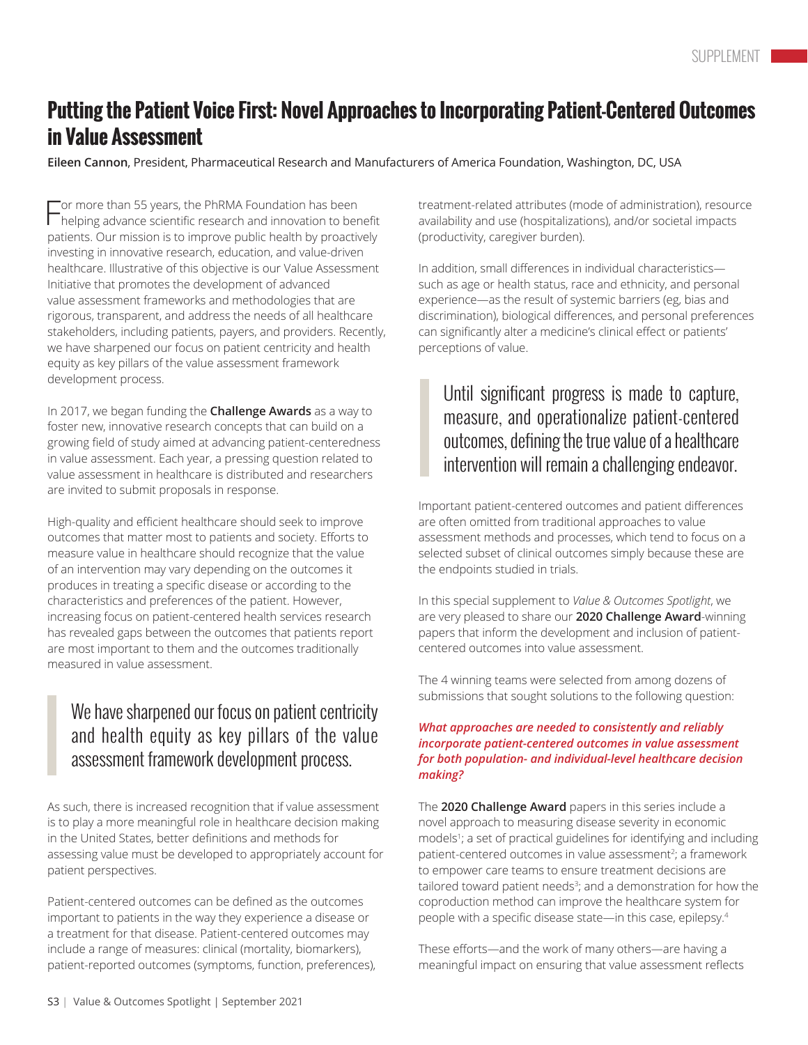# Putting the Patient Voice First: Novel Approaches to Incorporating Patient-Centered Outcomes in Value Assessment

**Eileen Cannon**, President, Pharmaceutical Research and Manufacturers of America Foundation, Washington, DC, USA

For more than 55 years, the PhRMA Foundation has been helping advance scientific research and innovation to benefit patients. Our mission is to improve public health by proactively investing in innovative research, education, and value-driven healthcare. Illustrative of this objective is our Value Assessment Initiative that promotes the development of advanced value assessment frameworks and methodologies that are rigorous, transparent, and address the needs of all healthcare stakeholders, including patients, payers, and providers. Recently, we have sharpened our focus on patient centricity and health equity as key pillars of the value assessment framework development process.

In 2017, we began funding the **Challenge Awards** as a way to foster new, innovative research concepts that can build on a growing field of study aimed at advancing patient-centeredness in value assessment. Each year, a pressing question related to value assessment in healthcare is distributed and researchers are invited to submit proposals in response.

High-quality and efficient healthcare should seek to improve outcomes that matter most to patients and society. Efforts to measure value in healthcare should recognize that the value of an intervention may vary depending on the outcomes it produces in treating a specific disease or according to the characteristics and preferences of the patient. However, increasing focus on patient-centered health services research has revealed gaps between the outcomes that patients report are most important to them and the outcomes traditionally measured in value assessment.

> We have sharpened our focus on patient centricity and health equity as key pillars of the value assessment framework development process.

As such, there is increased recognition that if value assessment is to play a more meaningful role in healthcare decision making in the United States, better definitions and methods for assessing value must be developed to appropriately account for patient perspectives.

Patient-centered outcomes can be defined as the outcomes important to patients in the way they experience a disease or a treatment for that disease. Patient-centered outcomes may include a range of measures: clinical (mortality, biomarkers), patient-reported outcomes (symptoms, function, preferences), treatment-related attributes (mode of administration), resource availability and use (hospitalizations), and/or societal impacts (productivity, caregiver burden).

In addition, small differences in individual characteristics—such as age or health status, race and ethnicity, and personal experience—as the result of systemic barriers (eg, bias and discrimination), biological differences, and personal preferences can significantly alter a medicine's clinical effect or patients' perceptions of value.

> Until significant progress is made to capture, measure, and operationalize patient-centered outcomes, defining the true value of a healthcare intervention will remain a challenging endeavor.

Important patient-centered outcomes and patient differences are often omitted from traditional approaches to value assessment methods and processes, which tend to focus on a selected subset of clinical outcomes simply because these are the endpoints studied in trials.

In this special supplement to *Value & Outcomes Spotlight*, we are very pleased to share our **2020 Challenge Award**-winning papers that inform the development and inclusion of patient-centered outcomes into value assessment.

The 4 winning teams were selected from among dozens of submissions that sought solutions to the following question:

***What approaches are needed to consistently and reliably incorporate patient-centered outcomes in value assessment for both population- and individual-level healthcare decision making?***

The **2020 Challenge Award** papers in this series include a novel approach to measuring disease severity in economic models[1]; a set of practical guidelines for identifying and including patient-centered outcomes in value assessment[2]; a framework to empower care teams to ensure treatment decisions are tailored toward patient needs[3]; and a demonstration for how the coproduction method can improve the healthcare system for people with a specific disease state—in this case, epilepsy.[4]

These efforts—and the work of many others—are having a meaningful impact on ensuring that value assessment reflects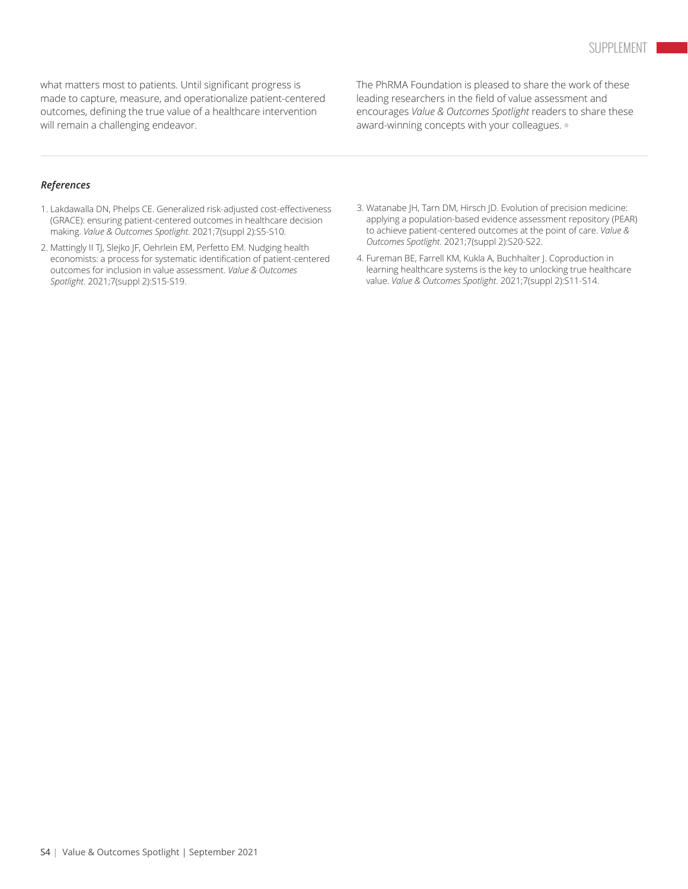what matters most to patients. Until significant progress is made to capture, measure, and operationalize patient-centered outcomes, defining the true value of a healthcare intervention will remain a challenging endeavor.

The PhRMA Foundation is pleased to share the work of these leading researchers in the field of value assessment and encourages *Value & Outcomes Spotlight* readers to share these award-winning concepts with your colleagues.

***References***

1. Lakdawalla DN, Phelps CE. Generalized risk-adjusted cost-effectiveness (GRACE): ensuring patient-centered outcomes in healthcare decision making. *Value & Outcomes Spotlight*. 2021;7(suppl 2):S5-S10.
2. Mattingly II TJ, Slejko JF, Oehrlein EM, Perfetto EM. Nudging health economists: a process for systematic identification of patient-centered outcomes for inclusion in value assessment. *Value & Outcomes Spotlight*. 2021;7(suppl 2):S15-S19.
3. Watanabe JH, Tarn DM, Hirsch JD. Evolution of precision medicine: applying a population-based evidence assessment repository (PEAR) to achieve patient-centered outcomes at the point of care. *Value & Outcomes Spotlight*. 2021;7(suppl 2):S20-S22.
4. Fureman BE, Farrell KM, Kukla A, Buchhalter J. Coproduction in learning healthcare systems is the key to unlocking true healthcare value. *Value & Outcomes Spotlight*. 2021;7(suppl 2):S11-S14.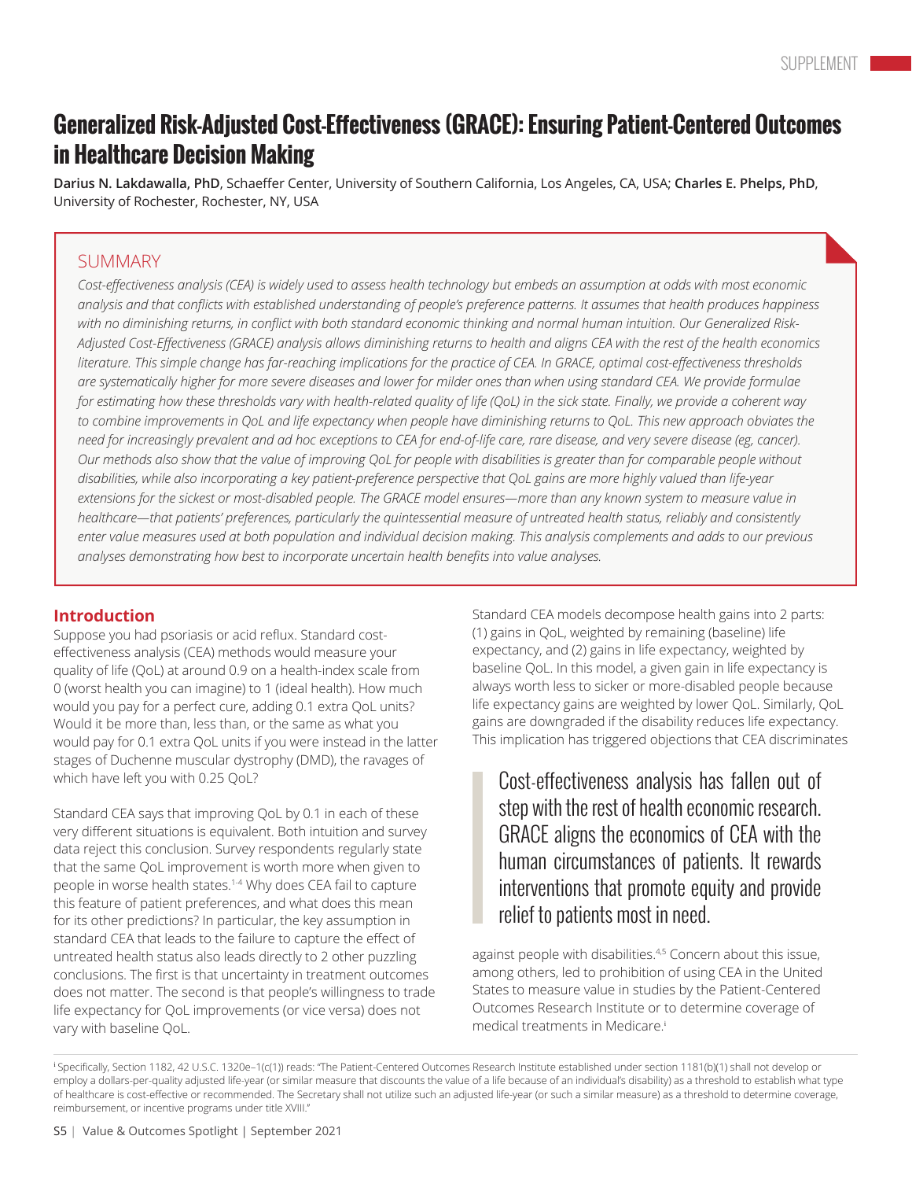# Generalized Risk-Adjusted Cost-Effectiveness (GRACE): Ensuring Patient-Centered Outcomes in Healthcare Decision Making

**Darius N. Lakdawalla, PhD**, Schaeffer Center, University of Southern California, Los Angeles, CA, USA; **Charles E. Phelps, PhD**, University of Rochester, Rochester, NY, USA

## SUMMARY

*Cost-effectiveness analysis (CEA) is widely used to assess health technology but embeds an assumption at odds with most economic analysis and that conflicts with established understanding of people's preference patterns. It assumes that health produces happiness with no diminishing returns, in conflict with both standard economic thinking and normal human intuition. Our Generalized Risk-Adjusted Cost-Effectiveness (GRACE) analysis allows diminishing returns to health and aligns CEA with the rest of the health economics literature. This simple change has far-reaching implications for the practice of CEA. In GRACE, optimal cost-effectiveness thresholds are systematically higher for more severe diseases and lower for milder ones than when using standard CEA. We provide formulae for estimating how these thresholds vary with health-related quality of life (QoL) in the sick state. Finally, we provide a coherent way to combine improvements in QoL and life expectancy when people have diminishing returns to QoL. This new approach obviates the need for increasingly prevalent and ad hoc exceptions to CEA for end-of-life care, rare disease, and very severe disease (eg, cancer). Our methods also show that the value of improving QoL for people with disabilities is greater than for comparable people without disabilities, while also incorporating a key patient-preference perspective that QoL gains are more highly valued than life-year extensions for the sickest or most-disabled people. The GRACE model ensures—more than any known system to measure value in healthcare—that patients' preferences, particularly the quintessential measure of untreated health status, reliably and consistently enter value measures used at both population and individual decision making. This analysis complements and adds to our previous analyses demonstrating how best to incorporate uncertain health benefits into value analyses.*

## Introduction

Suppose you had psoriasis or acid reflux. Standard cost-effectiveness analysis (CEA) methods would measure your quality of life (QoL) at around 0.9 on a health-index scale from 0 (worst health you can imagine) to 1 (ideal health). How much would you pay for a perfect cure, adding 0.1 extra QoL units? Would it be more than, less than, or the same as what you would pay for 0.1 extra QoL units if you were instead in the latter stages of Duchenne muscular dystrophy (DMD), the ravages of which have left you with 0.25 QoL?

Standard CEA says that improving QoL by 0.1 in each of these very different situations is equivalent. Both intuition and survey data reject this conclusion. Survey respondents regularly state that the same QoL improvement is worth more when given to people in worse health states.[1-4] Why does CEA fail to capture this feature of patient preferences, and what does this mean for its other predictions? In particular, the key assumption in standard CEA that leads to the failure to capture the effect of untreated health status also leads directly to 2 other puzzling conclusions. The first is that uncertainty in treatment outcomes does not matter. The second is that people's willingness to trade life expectancy for QoL improvements (or vice versa) does not vary with baseline QoL.

Standard CEA models decompose health gains into 2 parts: (1) gains in QoL, weighted by remaining (baseline) life expectancy, and (2) gains in life expectancy, weighted by baseline QoL. In this model, a given gain in life expectancy is always worth less to sicker or more-disabled people because life expectancy gains are weighted by lower QoL. Similarly, QoL gains are downgraded if the disability reduces life expectancy. This implication has triggered objections that CEA discriminates against people with disabilities.[4,5] Concern about this issue, among others, led to prohibition of using CEA in the United States to measure value in studies by the Patient-Centered Outcomes Research Institute or to determine coverage of medical treatments in Medicare.[i]

> Cost-effectiveness analysis has fallen out of step with the rest of health economic research. GRACE aligns the economics of CEA with the human circumstances of patients. It rewards interventions that promote equity and provide relief to patients most in need.

[i] Specifically, Section 1182, 42 U.S.C. 1320e–1(c(1)) reads: "The Patient-Centered Outcomes Research Institute established under section 1181(b)(1) shall not develop or employ a dollars-per-quality adjusted life-year (or similar measure that discounts the value of a life because of an individual's disability) as a threshold to establish what type of healthcare is cost-effective or recommended. The Secretary shall not utilize such an adjusted life-year (or such a similar measure) as a threshold to determine coverage, reimbursement, or incentive programs under title XVIII."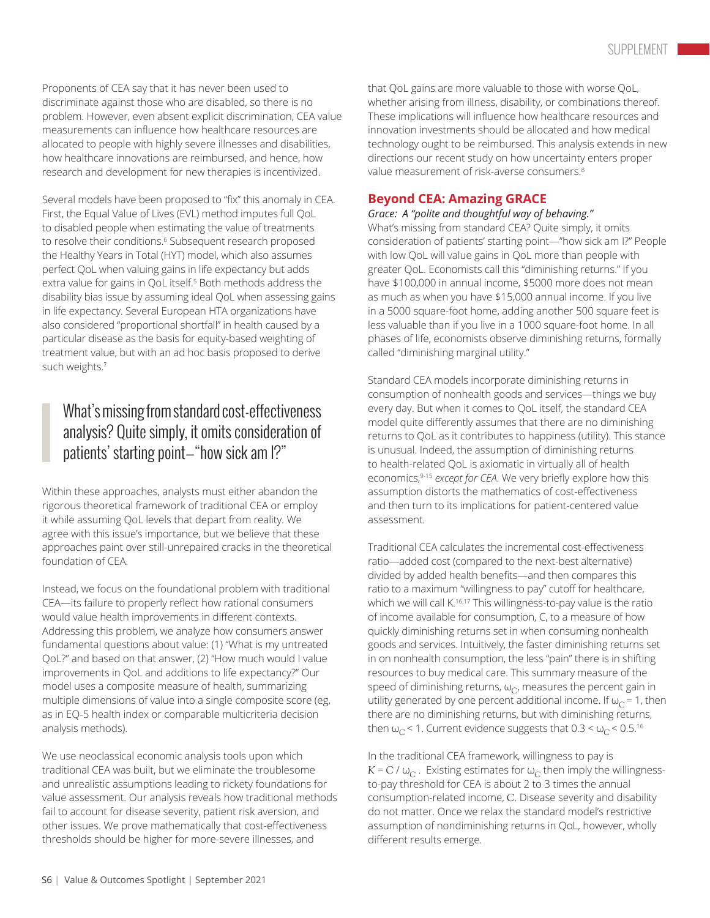Proponents of CEA say that it has never been used to discriminate against those who are disabled, so there is no problem. However, even absent explicit discrimination, CEA value measurements can influence how healthcare resources are allocated to people with highly severe illnesses and disabilities, how healthcare innovations are reimbursed, and hence, how research and development for new therapies is incentivized.

Several models have been proposed to "fix" this anomaly in CEA. First, the Equal Value of Lives (EVL) method imputes full QoL to disabled people when estimating the value of treatments to resolve their conditions.[6] Subsequent research proposed the Healthy Years in Total (HYT) model, which also assumes perfect QoL when valuing gains in life expectancy but adds extra value for gains in QoL itself.[5] Both methods address the disability bias issue by assuming ideal QoL when assessing gains in life expectancy. Several European HTA organizations have also considered "proportional shortfall" in health caused by a particular disease as the basis for equity-based weighting of treatment value, but with an ad hoc basis proposed to derive such weights.[7]

> What's missing from standard cost-effectiveness analysis? Quite simply, it omits consideration of patients' starting point—"how sick am I?"

Within these approaches, analysts must either abandon the rigorous theoretical framework of traditional CEA or employ it while assuming QoL levels that depart from reality. We agree with this issue's importance, but we believe that these approaches paint over still-unrepaired cracks in the theoretical foundation of CEA.

Instead, we focus on the foundational problem with traditional CEA—its failure to properly reflect how rational consumers would value health improvements in different contexts. Addressing this problem, we analyze how consumers answer fundamental questions about value: (1) "What is my untreated QoL?" and based on that answer, (2) "How much would I value improvements in QoL and additions to life expectancy?" Our model uses a composite measure of health, summarizing multiple dimensions of value into a single composite score (eg, as in EQ-5 health index or comparable multicriteria decision analysis methods).

We use neoclassical economic analysis tools upon which traditional CEA was built, but we eliminate the troublesome and unrealistic assumptions leading to rickety foundations for value assessment. Our analysis reveals how traditional methods fail to account for disease severity, patient risk aversion, and other issues. We prove mathematically that cost-effectiveness thresholds should be higher for more-severe illnesses, and that QoL gains are more valuable to those with worse QoL, whether arising from illness, disability, or combinations thereof. These implications will influence how healthcare resources and innovation investments should be allocated and how medical technology ought to be reimbursed. This analysis extends in new directions our recent study on how uncertainty enters proper value measurement of risk-averse consumers.[8]

## Beyond CEA: Amazing GRACE

*Grace: A "polite and thoughtful way of behaving."*

What's missing from standard CEA? Quite simply, it omits consideration of patients' starting point—"how sick am I?" People with low QoL will value gains in QoL more than people with greater QoL. Economists call this "diminishing returns." If you have $100,000 in annual income, $5000 more does not mean as much as when you have $15,000 annual income. If you live in a 5000 square-foot home, adding another 500 square feet is less valuable than if you live in a 1000 square-foot home. In all phases of life, economists observe diminishing returns, formally called "diminishing marginal utility."

Standard CEA models incorporate diminishing returns in consumption of nonhealth goods and services—things we buy every day. But when it comes to QoL itself, the standard CEA model quite differently assumes that there are no diminishing returns to QoL as it contributes to happiness (utility). This stance is unusual. Indeed, the assumption of diminishing returns to health-related QoL is axiomatic in virtually all of health economics,[9-15] *except for CEA.* We very briefly explore how this assumption distorts the mathematics of cost-effectiveness and then turn to its implications for patient-centered value assessment.

Traditional CEA calculates the incremental cost-effectiveness ratio—added cost (compared to the next-best alternative) divided by added health benefits—and then compares this ratio to a maximum "willingness to pay" cutoff for healthcare, which we will call K.[16,17] This willingness-to-pay value is the ratio of income available for consumption, C, to a measure of how quickly diminishing returns set in when consuming nonhealth goods and services. Intuitively, the faster diminishing returns set in on nonhealth consumption, the less "pain" there is in shifting resources to buy medical care. This summary measure of the speed of diminishing returns, $\omega_C$, measures the percent gain in utility generated by one percent additional income. If $\omega_C = 1$, then there are no diminishing returns, but with diminishing returns, then $\omega_C < 1$. Current evidence suggests that $0.3 < \omega_C < 0.5$.[16]

In the traditional CEA framework, willingness to pay is $K = C / \omega_C$. Existing estimates for $\omega_C$ then imply the willingness-to-pay threshold for CEA is about 2 to 3 times the annual consumption-related income, $C$. Disease severity and disability do not matter. Once we relax the standard model's restrictive assumption of nondiminishing returns in QoL, however, wholly different results emerge.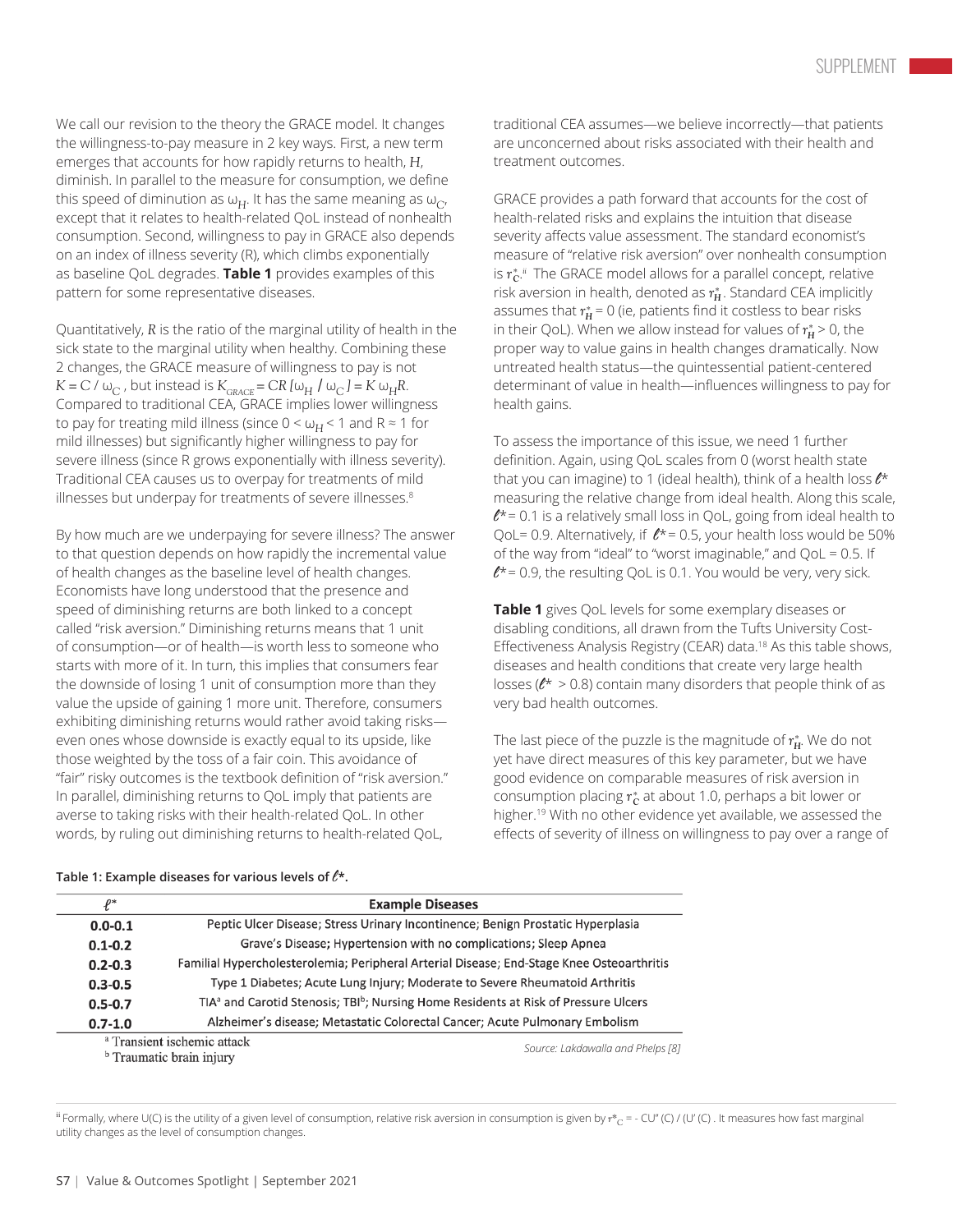We call our revision to the theory the GRACE model. It changes the willingness-to-pay measure in 2 key ways. First, a new term emerges that accounts for how rapidly returns to health, $H$, diminish. In parallel to the measure for consumption, we define this speed of diminution as $\omega_H$. It has the same meaning as $\omega_C$, except that it relates to health-related QoL instead of nonhealth consumption. Second, willingness to pay in GRACE also depends on an index of illness severity (R), which climbs exponentially as baseline QoL degrades. **Table 1** provides examples of this pattern for some representative diseases.

Quantitatively, $R$ is the ratio of the marginal utility of health in the sick state to the marginal utility when healthy. Combining these 2 changes, the GRACE measure of willingness to pay is not $K = C / \omega_C$, but instead is $K_{GRACE} = CR\,[\omega_H / \omega_C] = K\,\omega_H R$. Compared to traditional CEA, GRACE implies lower willingness to pay for treating mild illness (since $0 < \omega_H < 1$ and $R \approx 1$ for mild illnesses) but significantly higher willingness to pay for severe illness (since R grows exponentially with illness severity). Traditional CEA causes us to overpay for treatments of mild illnesses but underpay for treatments of severe illnesses.[8]

By how much are we underpaying for severe illness? The answer to that question depends on how rapidly the incremental value of health changes as the baseline level of health changes. Economists have long understood that the presence and speed of diminishing returns are both linked to a concept called "risk aversion." Diminishing returns means that 1 unit of consumption—or of health—is worth less to someone who starts with more of it. In turn, this implies that consumers fear the downside of losing 1 unit of consumption more than they value the upside of gaining 1 more unit. Therefore, consumers exhibiting diminishing returns would rather avoid taking risks—even ones whose downside is exactly equal to its upside, like those weighted by the toss of a fair coin. This avoidance of "fair" risky outcomes is the textbook definition of "risk aversion." In parallel, diminishing returns to QoL imply that patients are averse to taking risks with their health-related QoL. In other words, by ruling out diminishing returns to health-related QoL, traditional CEA assumes—we believe incorrectly—that patients are unconcerned about risks associated with their health and treatment outcomes.

GRACE provides a path forward that accounts for the cost of health-related risks and explains the intuition that disease severity affects value assessment. The standard economist's measure of "relative risk aversion" over nonhealth consumption is $r_C^*$.[ii] The GRACE model allows for a parallel concept, relative risk aversion in health, denoted as $r_H^*$. Standard CEA implicitly assumes that $r_H^* = 0$ (ie, patients find it costless to bear risks in their QoL). When we allow instead for values of $r_H^* > 0$, the proper way to value gains in health changes dramatically. Now untreated health status—the quintessential patient-centered determinant of value in health—influences willingness to pay for health gains.

To assess the importance of this issue, we need 1 further definition. Again, using QoL scales from 0 (worst health state that you can imagine) to 1 (ideal health), think of a health loss $\ell^*$ measuring the relative change from ideal health. Along this scale, $\ell^* = 0.1$ is a relatively small loss in QoL, going from ideal health to QoL= 0.9. Alternatively, if $\ell^* = 0.5$, your health loss would be 50% of the way from "ideal" to "worst imaginable," and QoL = 0.5. If $\ell^* = 0.9$, the resulting QoL is 0.1. You would be very, very sick.

**Table 1** gives QoL levels for some exemplary diseases or disabling conditions, all drawn from the Tufts University Cost-Effectiveness Analysis Registry (CEAR) data.[18] As this table shows, diseases and health conditions that create very large health losses ($\ell^* > 0.8$) contain many disorders that people think of as very bad health outcomes.

The last piece of the puzzle is the magnitude of $r_H^*$. We do not yet have direct measures of this key parameter, but we have good evidence on comparable measures of risk aversion in consumption placing $r_C^*$ at about 1.0, perhaps a bit lower or higher.[19] With no other evidence yet available, we assessed the effects of severity of illness on willingness to pay over a range of

**Table 1: Example diseases for various levels of $\ell^*$.**

| $\ell^*$ | Example Diseases |
|---|---|
| **0.0-0.1** | Peptic Ulcer Disease; Stress Urinary Incontinence; Benign Prostatic Hyperplasia |
| **0.1-0.2** | Grave's Disease; Hypertension with no complications; Sleep Apnea |
| **0.2-0.3** | Familial Hypercholesterolemia; Peripheral Arterial Disease; End-Stage Knee Osteoarthritis |
| **0.3-0.5** | Type 1 Diabetes; Acute Lung Injury; Moderate to Severe Rheumatoid Arthritis |
| **0.5-0.7** | TIA[a] and Carotid Stenosis; TBI[b]; Nursing Home Residents at Risk of Pressure Ulcers |
| **0.7-1.0** | Alzheimer's disease; Metastatic Colorectal Cancer; Acute Pulmonary Embolism |

[a] Transient ischemic attack
[b] Traumatic brain injury

*Source: Lakdawalla and Phelps [8]*

[ii] Formally, where U(C) is the utility of a given level of consumption, relative risk aversion in consumption is given by $r^*_C = -CU''(C) / (U'(C)$. It measures how fast marginal utility changes as the level of consumption changes.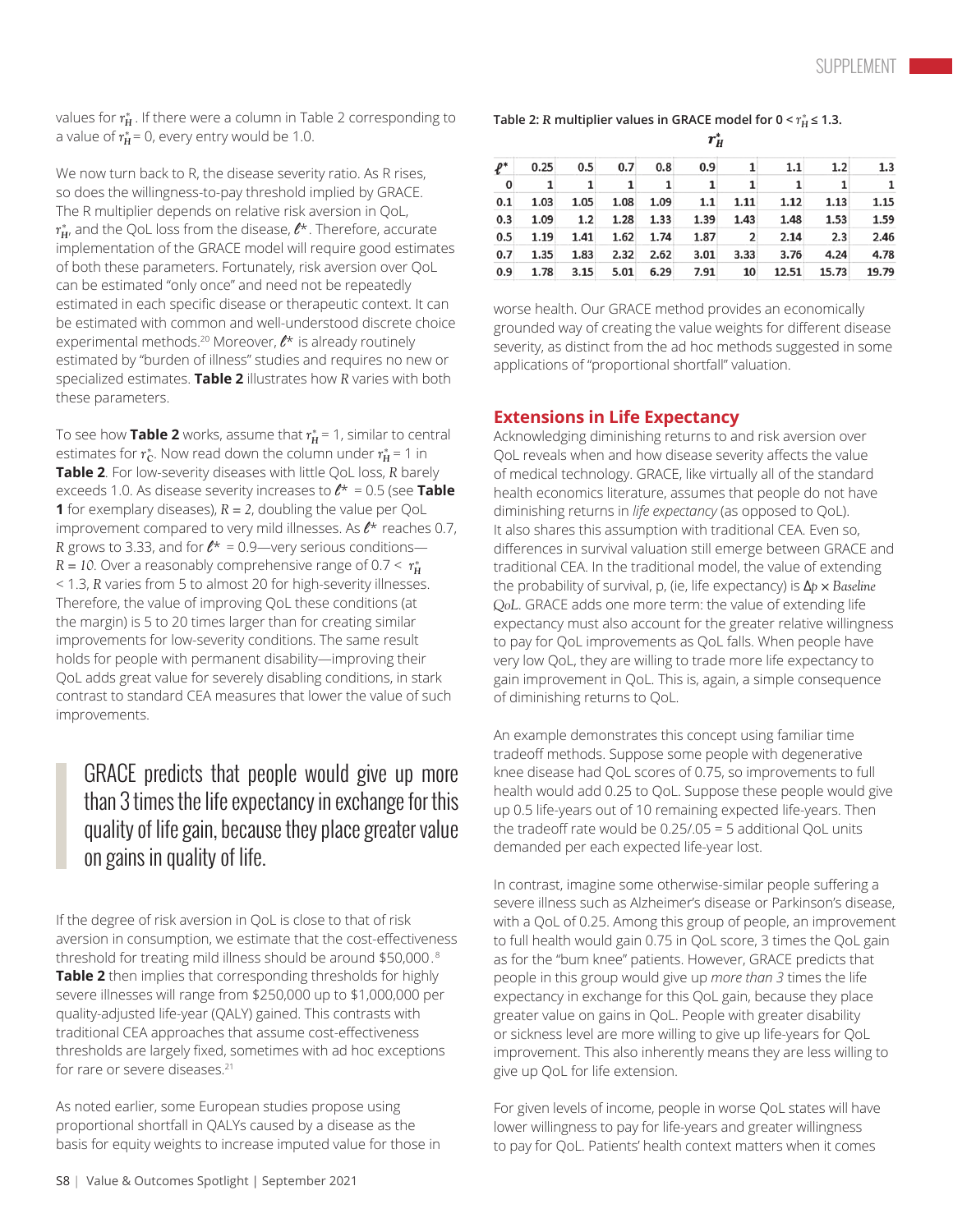values for $r_H^*$. If there were a column in Table 2 corresponding to a value of $r_H^* = 0$, every entry would be 1.0.

We now turn back to R, the disease severity ratio. As R rises, so does the willingness-to-pay threshold implied by GRACE. The R multiplier depends on relative risk aversion in QoL, $r_H^*$, and the QoL loss from the disease, $\ell^*$. Therefore, accurate implementation of the GRACE model will require good estimates of both these parameters. Fortunately, risk aversion over QoL can be estimated "only once" and need not be repeatedly estimated in each specific disease or therapeutic context. It can be estimated with common and well-understood discrete choice experimental methods.[20] Moreover, $\ell^*$ is already routinely estimated by "burden of illness" studies and requires no new or specialized estimates. **Table 2** illustrates how *R* varies with both these parameters.

To see how **Table 2** works, assume that $r_H^* = 1$, similar to central estimates for $r_C^*$. Now read down the column under $r_H^* = 1$ in **Table 2**. For low-severity diseases with little QoL loss, *R* barely exceeds 1.0. As disease severity increases to $\ell^* = 0.5$ (see **Table 1** for exemplary diseases), $R = 2$, doubling the value per QoL improvement compared to very mild illnesses. As $\ell^*$ reaches 0.7, *R* grows to 3.33, and for $\ell^* = 0.9$—very serious conditions—$R = 10$. Over a reasonably comprehensive range of $0.7 < r_H^* < 1.3$, *R* varies from 5 to almost 20 for high-severity illnesses. Therefore, the value of improving QoL these conditions (at the margin) is 5 to 20 times larger than for creating similar improvements for low-severity conditions. The same result holds for people with permanent disability—improving their QoL adds great value for severely disabling conditions, in stark contrast to standard CEA measures that lower the value of such improvements.

> GRACE predicts that people would give up more than 3 times the life expectancy in exchange for this quality of life gain, because they place greater value on gains in quality of life.

If the degree of risk aversion in QoL is close to that of risk aversion in consumption, we estimate that the cost-effectiveness threshold for treating mild illness should be around $50,000.[8] **Table 2** then implies that corresponding thresholds for highly severe illnesses will range from $250,000 up to $1,000,000 per quality-adjusted life-year (QALY) gained. This contrasts with traditional CEA approaches that assume cost-effectiveness thresholds are largely fixed, sometimes with ad hoc exceptions for rare or severe diseases.[21]

As noted earlier, some European studies propose using proportional shortfall in QALYs caused by a disease as the basis for equity weights to increase imputed value for those in worse health. Our GRACE method provides an economically grounded way of creating the value weights for different disease severity, as distinct from the ad hoc methods suggested in some applications of "proportional shortfall" valuation.

**Table 2:** *R* **multiplier values in GRACE model for** $0 < r_H^* \leq 1.3$.

| $\ell^*$ \ $r_H^*$ | 0.25 | 0.5 | 0.7 | 0.8 | 0.9 | 1 | 1.1 | 1.2 | 1.3 |
|---|---|---|---|---|---|---|---|---|---|
| 0 | 1 | 1 | 1 | 1 | 1 | 1 | 1 | 1 | 1 |
| 0.1 | 1.03 | 1.05 | 1.08 | 1.09 | 1.1 | 1.11 | 1.12 | 1.13 | 1.15 |
| 0.3 | 1.09 | 1.2 | 1.28 | 1.33 | 1.39 | 1.43 | 1.48 | 1.53 | 1.59 |
| 0.5 | 1.19 | 1.41 | 1.62 | 1.74 | 1.87 | 2 | 2.14 | 2.3 | 2.46 |
| 0.7 | 1.35 | 1.83 | 2.32 | 2.62 | 3.01 | 3.33 | 3.76 | 4.24 | 4.78 |
| 0.9 | 1.78 | 3.15 | 5.01 | 6.29 | 7.91 | 10 | 12.51 | 15.73 | 19.79 |

## Extensions in Life Expectancy

Acknowledging diminishing returns to and risk aversion over QoL reveals when and how disease severity affects the value of medical technology. GRACE, like virtually all of the standard health economics literature, assumes that people do not have diminishing returns in *life expectancy* (as opposed to QoL). It also shares this assumption with traditional CEA. Even so, differences in survival valuation still emerge between GRACE and traditional CEA. In the traditional model, the value of extending the probability of survival, p, (ie, life expectancy) is $\Delta p \times$ *Baseline QoL*. GRACE adds one more term: the value of extending life expectancy must also account for the greater relative willingness to pay for QoL improvements as QoL falls. When people have very low QoL, they are willing to trade more life expectancy to gain improvement in QoL. This is, again, a simple consequence of diminishing returns to QoL.

An example demonstrates this concept using familiar time tradeoff methods. Suppose some people with degenerative knee disease had QoL scores of 0.75, so improvements to full health would add 0.25 to QoL. Suppose these people would give up 0.5 life-years out of 10 remaining expected life-years. Then the tradeoff rate would be 0.25/.05 = 5 additional QoL units demanded per each expected life-year lost.

In contrast, imagine some otherwise-similar people suffering a severe illness such as Alzheimer's disease or Parkinson's disease, with a QoL of 0.25. Among this group of people, an improvement to full health would gain 0.75 in QoL score, 3 times the QoL gain as for the "bum knee" patients. However, GRACE predicts that people in this group would give up *more than 3* times the life expectancy in exchange for this QoL gain, because they place greater value on gains in QoL. People with greater disability or sickness level are more willing to give up life-years for QoL improvement. This also inherently means they are less willing to give up QoL for life extension.

For given levels of income, people in worse QoL states will have lower willingness to pay for life-years and greater willingness to pay for QoL. Patients' health context matters when it comes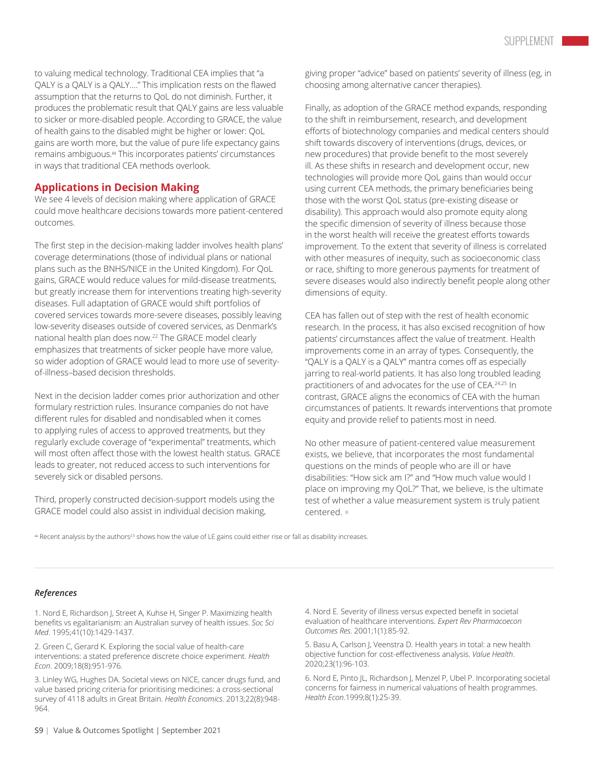to valuing medical technology. Traditional CEA implies that "a QALY is a QALY is a QALY…." This implication rests on the flawed assumption that the returns to QoL do not diminish. Further, it produces the problematic result that QALY gains are less valuable to sicker or more-disabled people. According to GRACE, the value of health gains to the disabled might be higher or lower: QoL gains are worth more, but the value of pure life expectancy gains remains ambiguous.[iii] This incorporates patients' circumstances in ways that traditional CEA methods overlook.

## Applications in Decision Making

We see 4 levels of decision making where application of GRACE could move healthcare decisions towards more patient-centered outcomes.

The first step in the decision-making ladder involves health plans' coverage determinations (those of individual plans or national plans such as the BNHS/NICE in the United Kingdom). For QoL gains, GRACE would reduce values for mild-disease treatments, but greatly increase them for interventions treating high-severity diseases. Full adaptation of GRACE would shift portfolios of covered services towards more-severe diseases, possibly leaving low-severity diseases outside of covered services, as Denmark's national health plan does now.[22] The GRACE model clearly emphasizes that treatments of sicker people have more value, so wider adoption of GRACE would lead to more use of severity-of-illness–based decision thresholds.

Next in the decision ladder comes prior authorization and other formulary restriction rules. Insurance companies do not have different rules for disabled and nondisabled when it comes to applying rules of access to approved treatments, but they regularly exclude coverage of "experimental" treatments, which will most often affect those with the lowest health status. GRACE leads to greater, not reduced access to such interventions for severely sick or disabled persons.

Third, properly constructed decision-support models using the GRACE model could also assist in individual decision making, giving proper "advice" based on patients' severity of illness (eg, in choosing among alternative cancer therapies).

Finally, as adoption of the GRACE method expands, responding to the shift in reimbursement, research, and development efforts of biotechnology companies and medical centers should shift towards discovery of interventions (drugs, devices, or new procedures) that provide benefit to the most severely ill. As these shifts in research and development occur, new technologies will provide more QoL gains than would occur using current CEA methods, the primary beneficiaries being those with the worst QoL status (pre-existing disease or disability). This approach would also promote equity along the specific dimension of severity of illness because those in the worst health will receive the greatest efforts towards improvement. To the extent that severity of illness is correlated with other measures of inequity, such as socioeconomic class or race, shifting to more generous payments for treatment of severe diseases would also indirectly benefit people along other dimensions of equity.

CEA has fallen out of step with the rest of health economic research. In the process, it has also excised recognition of how patients' circumstances affect the value of treatment. Health improvements come in an array of types. Consequently, the "QALY is a QALY is a QALY" mantra comes off as especially jarring to real-world patients. It has also long troubled leading practitioners of and advocates for the use of CEA.[24,25] In contrast, GRACE aligns the economics of CEA with the human circumstances of patients. It rewards interventions that promote equity and provide relief to patients most in need.

No other measure of patient-centered value measurement exists, we believe, that incorporates the most fundamental questions on the minds of people who are ill or have disabilities: "How sick am I?" and "How much value would I place on improving my QoL?" That, we believe, is the ultimate test of whether a value measurement system is truly patient centered.

[iii] Recent analysis by the authors[23] shows how the value of LE gains could either rise or fall as disability increases.

### *References*

1. Nord E, Richardson J, Street A, Kuhse H, Singer P. Maximizing health benefits vs egalitarianism: an Australian survey of health issues. *Soc Sci Med*. 1995;41(10):1429-1437.

2. Green C, Gerard K. Exploring the social value of health-care interventions: a stated preference discrete choice experiment. *Health Econ*. 2009;18(8):951-976.

3. Linley WG, Hughes DA. Societal views on NICE, cancer drugs fund, and value based pricing criteria for prioritising medicines: a cross-sectional survey of 4118 adults in Great Britain. *Health Economics*. 2013;22(8):948-964.

4. Nord E. Severity of illness versus expected benefit in societal evaluation of healthcare interventions. *Expert Rev Pharmacoecon Outcomes Res*. 2001;1(1):85-92.

5. Basu A, Carlson J, Veenstra D. Health years in total: a new health objective function for cost-effectiveness analysis. *Value Health*. 2020;23(1):96-103.

6. Nord E, Pinto JL, Richardson J, Menzel P, Ubel P. Incorporating societal concerns for fairness in numerical valuations of health programmes. *Health Econ*.1999;8(1):25-39.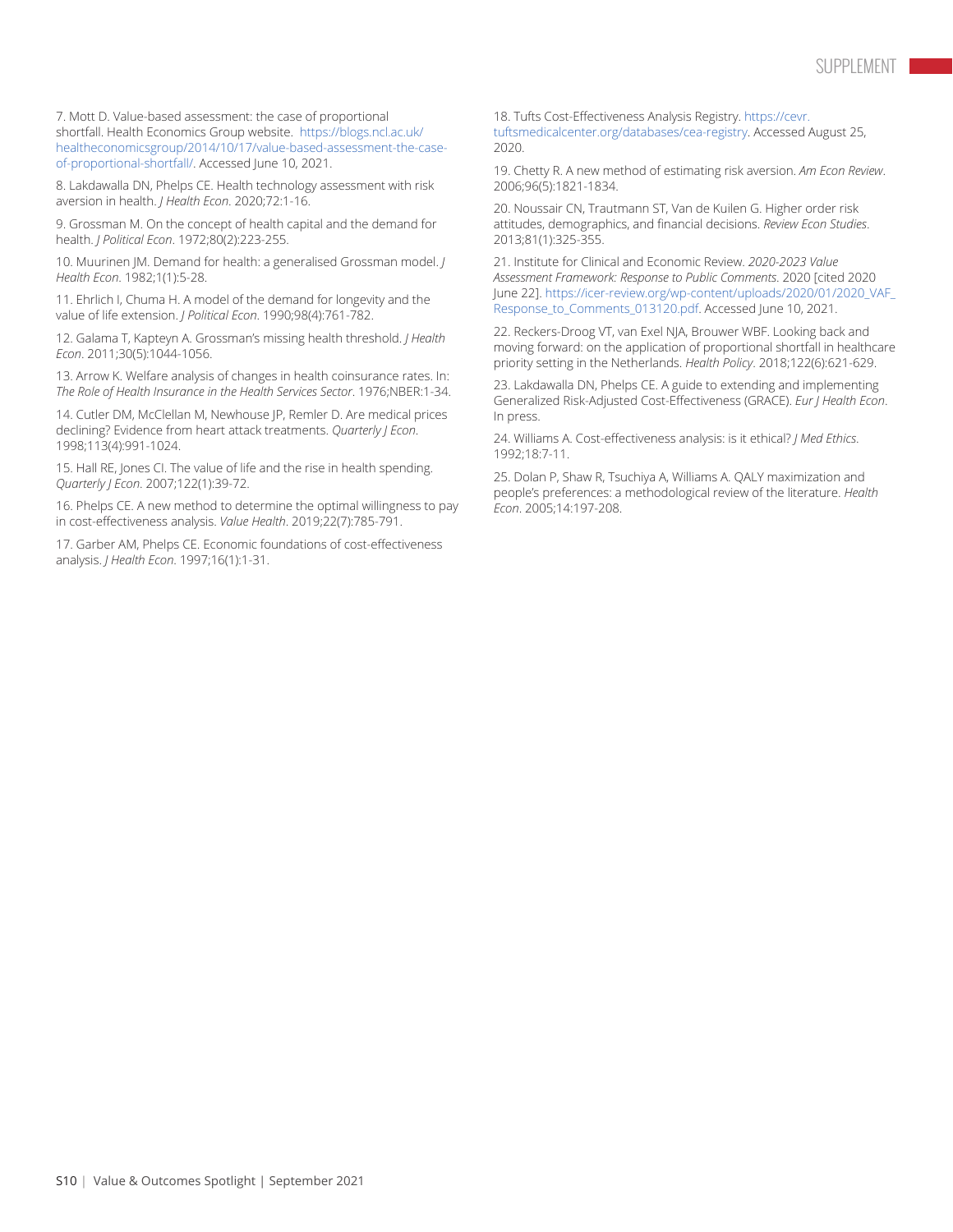7. Mott D. Value-based assessment: the case of proportional shortfall. Health Economics Group website. https://blogs.ncl.ac.uk/healtheconomicsgroup/2014/10/17/value-based-assessment-the-case-of-proportional-shortfall/. Accessed June 10, 2021.

8. Lakdawalla DN, Phelps CE. Health technology assessment with risk aversion in health. *J Health Econ*. 2020;72:1-16.

9. Grossman M. On the concept of health capital and the demand for health. *J Political Econ*. 1972;80(2):223-255.

10. Muurinen JM. Demand for health: a generalised Grossman model. *J Health Econ*. 1982;1(1):5-28.

11. Ehrlich I, Chuma H. A model of the demand for longevity and the value of life extension. *J Political Econ*. 1990;98(4):761-782.

12. Galama T, Kapteyn A. Grossman's missing health threshold. *J Health Econ*. 2011;30(5):1044-1056.

13. Arrow K. Welfare analysis of changes in health coinsurance rates. In: *The Role of Health Insurance in the Health Services Sector*. 1976;NBER:1-34.

14. Cutler DM, McClellan M, Newhouse JP, Remler D. Are medical prices declining? Evidence from heart attack treatments. *Quarterly J Econ*. 1998;113(4):991-1024.

15. Hall RE, Jones CI. The value of life and the rise in health spending. *Quarterly J Econ*. 2007;122(1):39-72.

16. Phelps CE. A new method to determine the optimal willingness to pay in cost-effectiveness analysis. *Value Health*. 2019;22(7):785-791.

17. Garber AM, Phelps CE. Economic foundations of cost-effectiveness analysis. *J Health Econ*. 1997;16(1):1-31.

18. Tufts Cost-Effectiveness Analysis Registry. https://cevr.tuftsmedicalcenter.org/databases/cea-registry. Accessed August 25, 2020.

19. Chetty R. A new method of estimating risk aversion. *Am Econ Review*. 2006;96(5):1821-1834.

20. Noussair CN, Trautmann ST, Van de Kuilen G. Higher order risk attitudes, demographics, and financial decisions. *Review Econ Studies*. 2013;81(1):325-355.

21. Institute for Clinical and Economic Review. *2020-2023 Value Assessment Framework: Response to Public Comments*. 2020 [cited 2020 June 22]. https://icer-review.org/wp-content/uploads/2020/01/2020_VAF_Response_to_Comments_013120.pdf. Accessed June 10, 2021.

22. Reckers-Droog VT, van Exel NJA, Brouwer WBF. Looking back and moving forward: on the application of proportional shortfall in healthcare priority setting in the Netherlands. *Health Policy*. 2018;122(6):621-629.

23. Lakdawalla DN, Phelps CE. A guide to extending and implementing Generalized Risk-Adjusted Cost-Effectiveness (GRACE). *Eur J Health Econ*. In press.

24. Williams A. Cost-effectiveness analysis: is it ethical? *J Med Ethics*. 1992;18:7-11.

25. Dolan P, Shaw R, Tsuchiya A, Williams A. QALY maximization and people's preferences: a methodological review of the literature. *Health Econ*. 2005;14:197-208.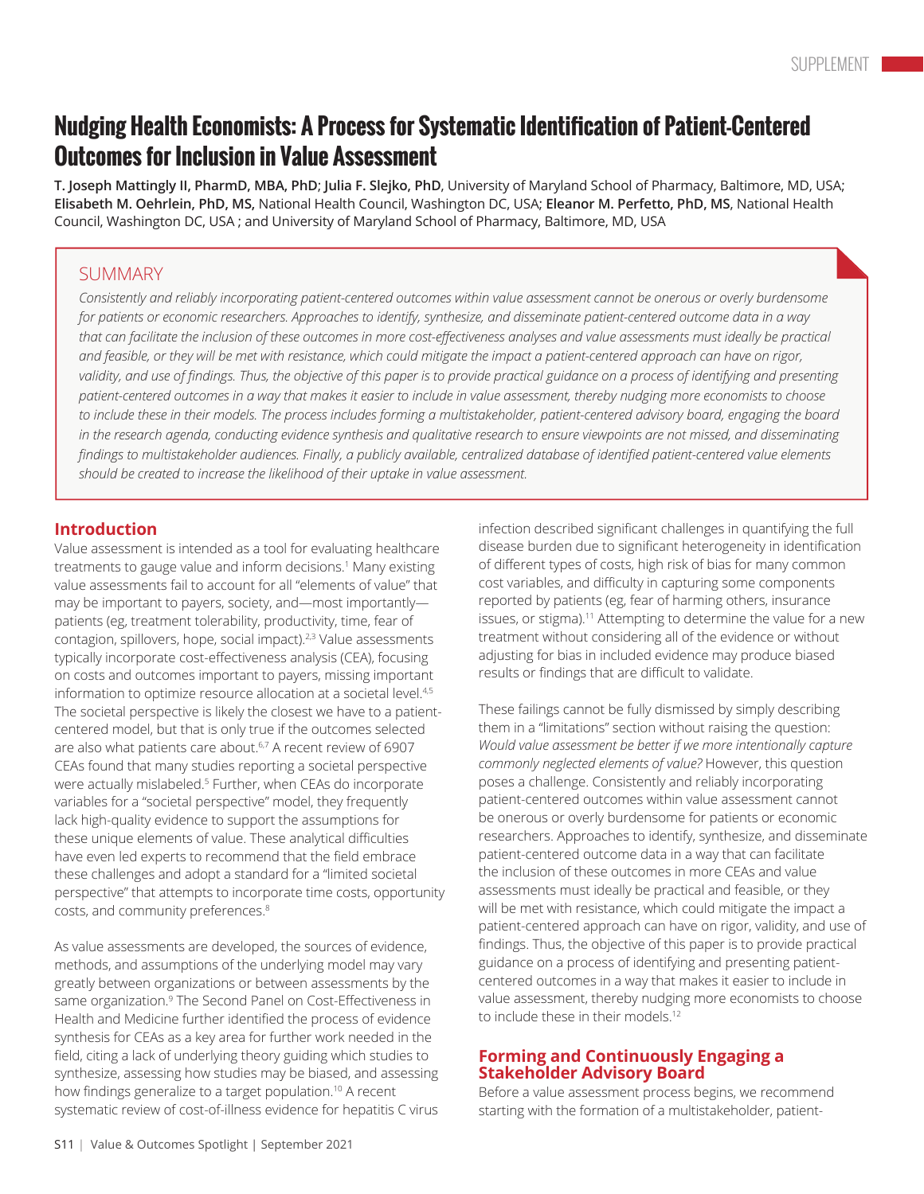# Nudging Health Economists: A Process for Systematic Identification of Patient-Centered Outcomes for Inclusion in Value Assessment

**T. Joseph Mattingly II, PharmD, MBA, PhD**; **Julia F. Slejko, PhD**, University of Maryland School of Pharmacy, Baltimore, MD, USA; **Elisabeth M. Oehrlein, PhD, MS,** National Health Council, Washington DC, USA; **Eleanor M. Perfetto, PhD, MS**, National Health Council, Washington DC, USA ; and University of Maryland School of Pharmacy, Baltimore, MD, USA

## SUMMARY

*Consistently and reliably incorporating patient-centered outcomes within value assessment cannot be onerous or overly burdensome for patients or economic researchers. Approaches to identify, synthesize, and disseminate patient-centered outcome data in a way that can facilitate the inclusion of these outcomes in more cost-effectiveness analyses and value assessments must ideally be practical and feasible, or they will be met with resistance, which could mitigate the impact a patient-centered approach can have on rigor, validity, and use of findings. Thus, the objective of this paper is to provide practical guidance on a process of identifying and presenting patient-centered outcomes in a way that makes it easier to include in value assessment, thereby nudging more economists to choose to include these in their models. The process includes forming a multistakeholder, patient-centered advisory board, engaging the board in the research agenda, conducting evidence synthesis and qualitative research to ensure viewpoints are not missed, and disseminating findings to multistakeholder audiences. Finally, a publicly available, centralized database of identified patient-centered value elements should be created to increase the likelihood of their uptake in value assessment.*

## Introduction

Value assessment is intended as a tool for evaluating healthcare treatments to gauge value and inform decisions.[1] Many existing value assessments fail to account for all "elements of value" that may be important to payers, society, and—most importantly—patients (eg, treatment tolerability, productivity, time, fear of contagion, spillovers, hope, social impact).[2,3] Value assessments typically incorporate cost-effectiveness analysis (CEA), focusing on costs and outcomes important to payers, missing important information to optimize resource allocation at a societal level.[4,5] The societal perspective is likely the closest we have to a patient-centered model, but that is only true if the outcomes selected are also what patients care about.[6,7] A recent review of 6907 CEAs found that many studies reporting a societal perspective were actually mislabeled.[5] Further, when CEAs do incorporate variables for a "societal perspective" model, they frequently lack high-quality evidence to support the assumptions for these unique elements of value. These analytical difficulties have even led experts to recommend that the field embrace these challenges and adopt a standard for a "limited societal perspective" that attempts to incorporate time costs, opportunity costs, and community preferences.[8]

As value assessments are developed, the sources of evidence, methods, and assumptions of the underlying model may vary greatly between organizations or between assessments by the same organization.[9] The Second Panel on Cost-Effectiveness in Health and Medicine further identified the process of evidence synthesis for CEAs as a key area for further work needed in the field, citing a lack of underlying theory guiding which studies to synthesize, assessing how studies may be biased, and assessing how findings generalize to a target population.[10] A recent systematic review of cost-of-illness evidence for hepatitis C virus infection described significant challenges in quantifying the full disease burden due to significant heterogeneity in identification of different types of costs, high risk of bias for many common cost variables, and difficulty in capturing some components reported by patients (eg, fear of harming others, insurance issues, or stigma).[11] Attempting to determine the value for a new treatment without considering all of the evidence or without adjusting for bias in included evidence may produce biased results or findings that are difficult to validate.

These failings cannot be fully dismissed by simply describing them in a "limitations" section without raising the question: *Would value assessment be better if we more intentionally capture commonly neglected elements of value?* However, this question poses a challenge. Consistently and reliably incorporating patient-centered outcomes within value assessment cannot be onerous or overly burdensome for patients or economic researchers. Approaches to identify, synthesize, and disseminate patient-centered outcome data in a way that can facilitate the inclusion of these outcomes in more CEAs and value assessments must ideally be practical and feasible, or they will be met with resistance, which could mitigate the impact a patient-centered approach can have on rigor, validity, and use of findings. Thus, the objective of this paper is to provide practical guidance on a process of identifying and presenting patient-centered outcomes in a way that makes it easier to include in value assessment, thereby nudging more economists to choose to include these in their models.[12]

## Forming and Continuously Engaging a Stakeholder Advisory Board

Before a value assessment process begins, we recommend starting with the formation of a multistakeholder, patient-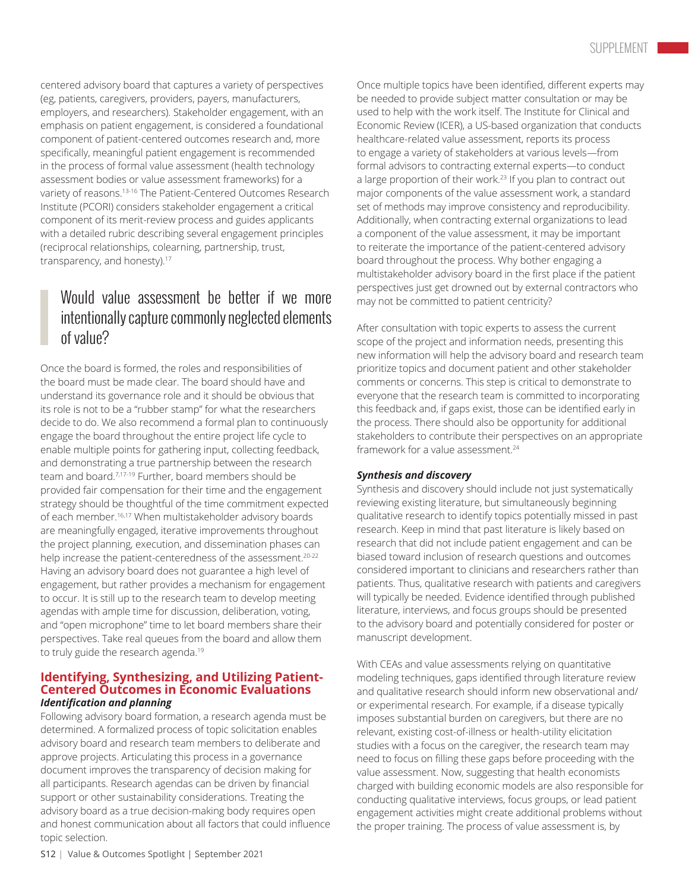centered advisory board that captures a variety of perspectives (eg, patients, caregivers, providers, payers, manufacturers, employers, and researchers). Stakeholder engagement, with an emphasis on patient engagement, is considered a foundational component of patient-centered outcomes research and, more specifically, meaningful patient engagement is recommended in the process of formal value assessment (health technology assessment bodies or value assessment frameworks) for a variety of reasons.[13-16] The Patient-Centered Outcomes Research Institute (PCORI) considers stakeholder engagement a critical component of its merit-review process and guides applicants with a detailed rubric describing several engagement principles (reciprocal relationships, colearning, partnership, trust, transparency, and honesty).[17]

> Would value assessment be better if we more intentionally capture commonly neglected elements of value?

Once the board is formed, the roles and responsibilities of the board must be made clear. The board should have and understand its governance role and it should be obvious that its role is not to be a "rubber stamp" for what the researchers decide to do. We also recommend a formal plan to continuously engage the board throughout the entire project life cycle to enable multiple points for gathering input, collecting feedback, and demonstrating a true partnership between the research team and board.[7,17-19] Further, board members should be provided fair compensation for their time and the engagement strategy should be thoughtful of the time commitment expected of each member.[16,17] When multistakeholder advisory boards are meaningfully engaged, iterative improvements throughout the project planning, execution, and dissemination phases can help increase the patient-centeredness of the assessment.[20-22] Having an advisory board does not guarantee a high level of engagement, but rather provides a mechanism for engagement to occur. It is still up to the research team to develop meeting agendas with ample time for discussion, deliberation, voting, and "open microphone" time to let board members share their perspectives. Take real queues from the board and allow them to truly guide the research agenda.[19]

## Identifying, Synthesizing, and Utilizing Patient-Centered Outcomes in Economic Evaluations

### *Identification and planning*

Following advisory board formation, a research agenda must be determined. A formalized process of topic solicitation enables advisory board and research team members to deliberate and approve projects. Articulating this process in a governance document improves the transparency of decision making for all participants. Research agendas can be driven by financial support or other sustainability considerations. Treating the advisory board as a true decision-making body requires open and honest communication about all factors that could influence topic selection.

Once multiple topics have been identified, different experts may be needed to provide subject matter consultation or may be used to help with the work itself. The Institute for Clinical and Economic Review (ICER), a US-based organization that conducts healthcare-related value assessment, reports its process to engage a variety of stakeholders at various levels—from formal advisors to contracting external experts—to conduct a large proportion of their work.[23] If you plan to contract out major components of the value assessment work, a standard set of methods may improve consistency and reproducibility. Additionally, when contracting external organizations to lead a component of the value assessment, it may be important to reiterate the importance of the patient-centered advisory board throughout the process. Why bother engaging a multistakeholder advisory board in the first place if the patient perspectives just get drowned out by external contractors who may not be committed to patient centricity?

After consultation with topic experts to assess the current scope of the project and information needs, presenting this new information will help the advisory board and research team prioritize topics and document patient and other stakeholder comments or concerns. This step is critical to demonstrate to everyone that the research team is committed to incorporating this feedback and, if gaps exist, those can be identified early in the process. There should also be opportunity for additional stakeholders to contribute their perspectives on an appropriate framework for a value assessment.[24]

### *Synthesis and discovery*

Synthesis and discovery should include not just systematically reviewing existing literature, but simultaneously beginning qualitative research to identify topics potentially missed in past research. Keep in mind that past literature is likely based on research that did not include patient engagement and can be biased toward inclusion of research questions and outcomes considered important to clinicians and researchers rather than patients. Thus, qualitative research with patients and caregivers will typically be needed. Evidence identified through published literature, interviews, and focus groups should be presented to the advisory board and potentially considered for poster or manuscript development.

With CEAs and value assessments relying on quantitative modeling techniques, gaps identified through literature review and qualitative research should inform new observational and/or experimental research. For example, if a disease typically imposes substantial burden on caregivers, but there are no relevant, existing cost-of-illness or health-utility elicitation studies with a focus on the caregiver, the research team may need to focus on filling these gaps before proceeding with the value assessment. Now, suggesting that health economists charged with building economic models are also responsible for conducting qualitative interviews, focus groups, or lead patient engagement activities might create additional problems without the proper training. The process of value assessment is, by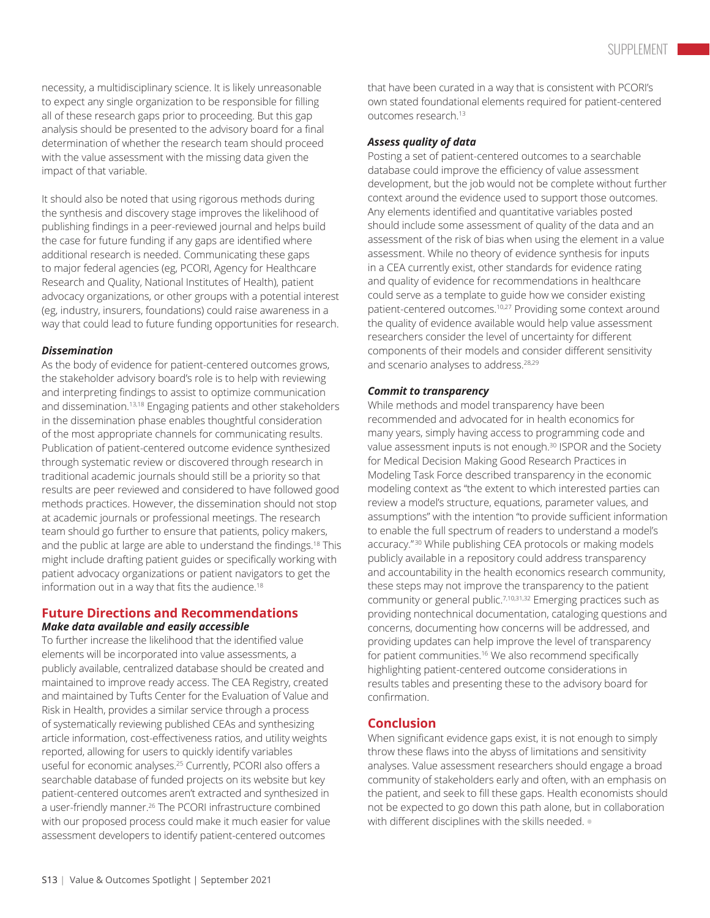necessity, a multidisciplinary science. It is likely unreasonable to expect any single organization to be responsible for filling all of these research gaps prior to proceeding. But this gap analysis should be presented to the advisory board for a final determination of whether the research team should proceed with the value assessment with the missing data given the impact of that variable.

It should also be noted that using rigorous methods during the synthesis and discovery stage improves the likelihood of publishing findings in a peer-reviewed journal and helps build the case for future funding if any gaps are identified where additional research is needed. Communicating these gaps to major federal agencies (eg, PCORI, Agency for Healthcare Research and Quality, National Institutes of Health), patient advocacy organizations, or other groups with a potential interest (eg, industry, insurers, foundations) could raise awareness in a way that could lead to future funding opportunities for research.

### *Dissemination*

As the body of evidence for patient-centered outcomes grows, the stakeholder advisory board's role is to help with reviewing and interpreting findings to assist to optimize communication and dissemination.[13,18] Engaging patients and other stakeholders in the dissemination phase enables thoughtful consideration of the most appropriate channels for communicating results. Publication of patient-centered outcome evidence synthesized through systematic review or discovered through research in traditional academic journals should still be a priority so that results are peer reviewed and considered to have followed good methods practices. However, the dissemination should not stop at academic journals or professional meetings. The research team should go further to ensure that patients, policy makers, and the public at large are able to understand the findings.[18] This might include drafting patient guides or specifically working with patient advocacy organizations or patient navigators to get the information out in a way that fits the audience.[18]

## Future Directions and Recommendations

### *Make data available and easily accessible*

To further increase the likelihood that the identified value elements will be incorporated into value assessments, a publicly available, centralized database should be created and maintained to improve ready access. The CEA Registry, created and maintained by Tufts Center for the Evaluation of Value and Risk in Health, provides a similar service through a process of systematically reviewing published CEAs and synthesizing article information, cost-effectiveness ratios, and utility weights reported, allowing for users to quickly identify variables useful for economic analyses.[25] Currently, PCORI also offers a searchable database of funded projects on its website but key patient-centered outcomes aren't extracted and synthesized in a user-friendly manner.[26] The PCORI infrastructure combined with our proposed process could make it much easier for value assessment developers to identify patient-centered outcomes that have been curated in a way that is consistent with PCORI's own stated foundational elements required for patient-centered outcomes research.[13]

### *Assess quality of data*

Posting a set of patient-centered outcomes to a searchable database could improve the efficiency of value assessment development, but the job would not be complete without further context around the evidence used to support those outcomes. Any elements identified and quantitative variables posted should include some assessment of quality of the data and an assessment of the risk of bias when using the element in a value assessment. While no theory of evidence synthesis for inputs in a CEA currently exist, other standards for evidence rating and quality of evidence for recommendations in healthcare could serve as a template to guide how we consider existing patient-centered outcomes.[10,27] Providing some context around the quality of evidence available would help value assessment researchers consider the level of uncertainty for different components of their models and consider different sensitivity and scenario analyses to address.[28,29]

### *Commit to transparency*

While methods and model transparency have been recommended and advocated for in health economics for many years, simply having access to programming code and value assessment inputs is not enough.[30] ISPOR and the Society for Medical Decision Making Good Research Practices in Modeling Task Force described transparency in the economic modeling context as "the extent to which interested parties can review a model's structure, equations, parameter values, and assumptions" with the intention "to provide sufficient information to enable the full spectrum of readers to understand a model's accuracy."[30] While publishing CEA protocols or making models publicly available in a repository could address transparency and accountability in the health economics research community, these steps may not improve the transparency to the patient community or general public.[7,10,31,32] Emerging practices such as providing nontechnical documentation, cataloging questions and concerns, documenting how concerns will be addressed, and providing updates can help improve the level of transparency for patient communities.[16] We also recommend specifically highlighting patient-centered outcome considerations in results tables and presenting these to the advisory board for confirmation.

## Conclusion

When significant evidence gaps exist, it is not enough to simply throw these flaws into the abyss of limitations and sensitivity analyses. Value assessment researchers should engage a broad community of stakeholders early and often, with an emphasis on the patient, and seek to fill these gaps. Health economists should not be expected to go down this path alone, but in collaboration with different disciplines with the skills needed. •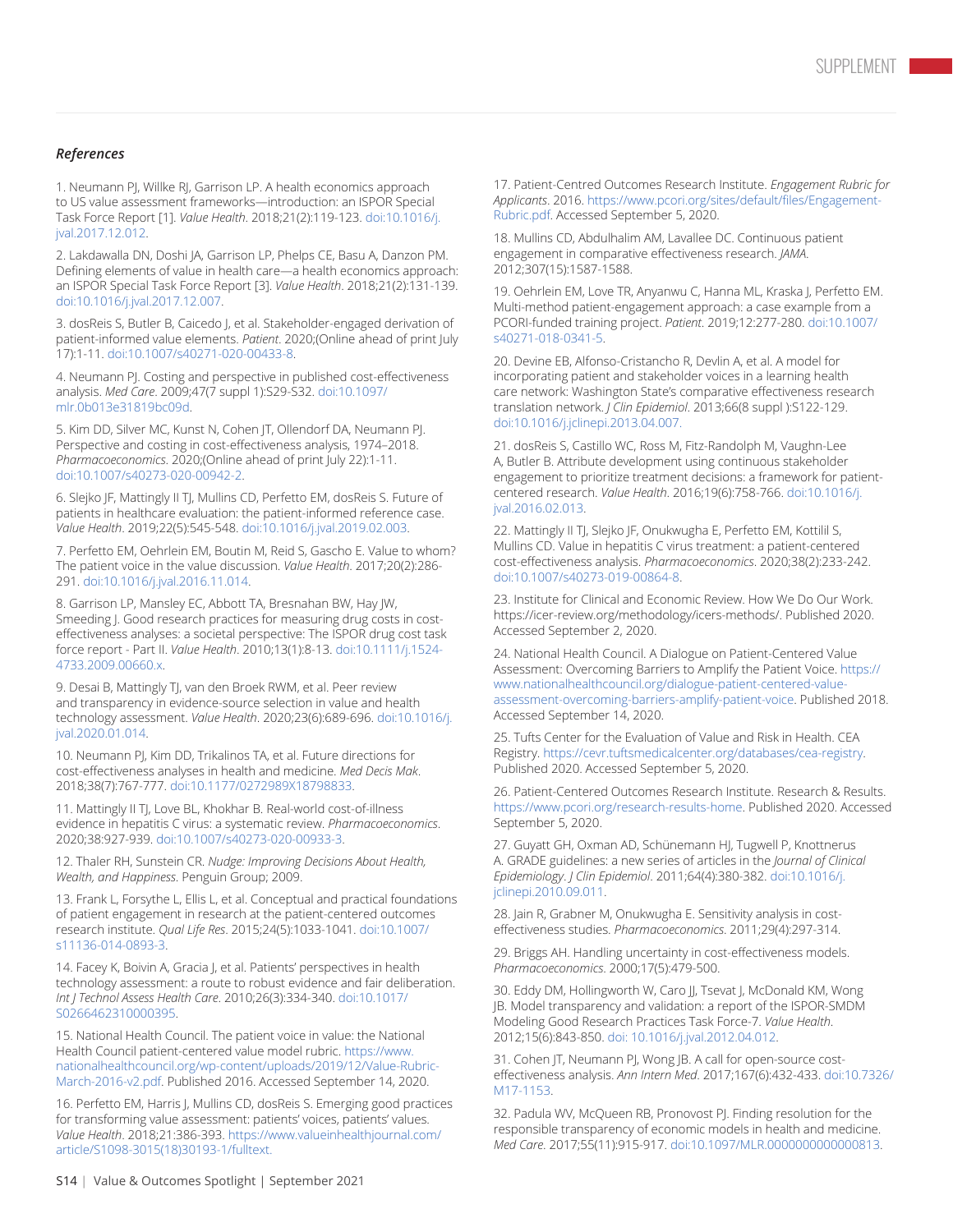### *References*

1. Neumann PJ, Willke RJ, Garrison LP. A health economics approach to US value assessment frameworks—introduction: an ISPOR Special Task Force Report [1]. *Value Health*. 2018;21(2):119-123. doi:10.1016/j.jval.2017.12.012.

2. Lakdawalla DN, Doshi JA, Garrison LP, Phelps CE, Basu A, Danzon PM. Defining elements of value in health care—a health economics approach: an ISPOR Special Task Force Report [3]. *Value Health*. 2018;21(2):131-139. doi:10.1016/j.jval.2017.12.007.

3. dosReis S, Butler B, Caicedo J, et al. Stakeholder-engaged derivation of patient-informed value elements. *Patient*. 2020;(Online ahead of print July 17):1-11. doi:10.1007/s40271-020-00433-8.

4. Neumann PJ. Costing and perspective in published cost-effectiveness analysis. *Med Care*. 2009;47(7 suppl 1):S29-S32. doi:10.1097/mlr.0b013e31819bc09d.

5. Kim DD, Silver MC, Kunst N, Cohen JT, Ollendorf DA, Neumann PJ. Perspective and costing in cost-effectiveness analysis, 1974–2018. *Pharmacoeconomics*. 2020;(Online ahead of print July 22):1-11. doi:10.1007/s40273-020-00942-2.

6. Slejko JF, Mattingly II TJ, Mullins CD, Perfetto EM, dosReis S. Future of patients in healthcare evaluation: the patient-informed reference case. *Value Health*. 2019;22(5):545-548. doi:10.1016/j.jval.2019.02.003.

7. Perfetto EM, Oehrlein EM, Boutin M, Reid S, Gascho E. Value to whom? The patient voice in the value discussion. *Value Health*. 2017;20(2):286-291. doi:10.1016/j.jval.2016.11.014.

8. Garrison LP, Mansley EC, Abbott TA, Bresnahan BW, Hay JW, Smeeding J. Good research practices for measuring drug costs in cost-effectiveness analyses: a societal perspective: The ISPOR drug cost task force report - Part II. *Value Health*. 2010;13(1):8-13. doi:10.1111/j.1524-4733.2009.00660.x.

9. Desai B, Mattingly TJ, van den Broek RWM, et al. Peer review and transparency in evidence-source selection in value and health technology assessment. *Value Health*. 2020;23(6):689-696. doi:10.1016/j.jval.2020.01.014.

10. Neumann PJ, Kim DD, Trikalinos TA, et al. Future directions for cost-effectiveness analyses in health and medicine. *Med Decis Mak*. 2018;38(7):767-777. doi:10.1177/0272989X18798833.

11. Mattingly II TJ, Love BL, Khokhar B. Real-world cost-of-illness evidence in hepatitis C virus: a systematic review. *Pharmacoeconomics*. 2020;38:927-939. doi:10.1007/s40273-020-00933-3.

12. Thaler RH, Sunstein CR. *Nudge: Improving Decisions About Health, Wealth, and Happiness*. Penguin Group; 2009.

13. Frank L, Forsythe L, Ellis L, et al. Conceptual and practical foundations of patient engagement in research at the patient-centered outcomes research institute. *Qual Life Res*. 2015;24(5):1033-1041. doi:10.1007/s11136-014-0893-3.

14. Facey K, Boivin A, Gracia J, et al. Patients' perspectives in health technology assessment: a route to robust evidence and fair deliberation. *Int J Technol Assess Health Care*. 2010;26(3):334-340. doi:10.1017/S0266462310000395.

15. National Health Council. The patient voice in value: the National Health Council patient-centered value model rubric. https://www.nationalhealthcouncil.org/wp-content/uploads/2019/12/Value-Rubric-March-2016-v2.pdf. Published 2016. Accessed September 14, 2020.

16. Perfetto EM, Harris J, Mullins CD, dosReis S. Emerging good practices for transforming value assessment: patients' voices, patients' values. *Value Health*. 2018;21:386-393. https://www.valueinhealthjournal.com/article/S1098-3015(18)30193-1/fulltext.

17. Patient-Centred Outcomes Research Institute. *Engagement Rubric for Applicants*. 2016. https://www.pcori.org/sites/default/files/Engagement-Rubric.pdf. Accessed September 5, 2020.

18. Mullins CD, Abdulhalim AM, Lavallee DC. Continuous patient engagement in comparative effectiveness research. *JAMA*. 2012;307(15):1587-1588.

19. Oehrlein EM, Love TR, Anyanwu C, Hanna ML, Kraska J, Perfetto EM. Multi-method patient-engagement approach: a case example from a PCORI-funded training project. *Patient*. 2019;12:277-280. doi:10.1007/s40271-018-0341-5.

20. Devine EB, Alfonso-Cristancho R, Devlin A, et al. A model for incorporating patient and stakeholder voices in a learning health care network: Washington State's comparative effectiveness research translation network. *J Clin Epidemiol*. 2013;66(8 suppl ):S122-129. doi:10.1016/j.jclinepi.2013.04.007.

21. dosReis S, Castillo WC, Ross M, Fitz-Randolph M, Vaughn-Lee A, Butler B. Attribute development using continuous stakeholder engagement to prioritize treatment decisions: a framework for patient-centered research. *Value Health*. 2016;19(6):758-766. doi:10.1016/j.jval.2016.02.013.

22. Mattingly II TJ, Slejko JF, Onukwugha E, Perfetto EM, Kottilil S, Mullins CD. Value in hepatitis C virus treatment: a patient-centered cost-effectiveness analysis. *Pharmacoeconomics*. 2020;38(2):233-242. doi:10.1007/s40273-019-00864-8.

23. Institute for Clinical and Economic Review. How We Do Our Work. https://icer-review.org/methodology/icers-methods/. Published 2020. Accessed September 2, 2020.

24. National Health Council. A Dialogue on Patient-Centered Value Assessment: Overcoming Barriers to Amplify the Patient Voice. https://www.nationalhealthcouncil.org/dialogue-patient-centered-value-assessment-overcoming-barriers-amplify-patient-voice. Published 2018. Accessed September 14, 2020.

25. Tufts Center for the Evaluation of Value and Risk in Health. CEA Registry. https://cevr.tuftsmedicalcenter.org/databases/cea-registry. Published 2020. Accessed September 5, 2020.

26. Patient-Centered Outcomes Research Institute. Research & Results. https://www.pcori.org/research-results-home. Published 2020. Accessed September 5, 2020.

27. Guyatt GH, Oxman AD, Schünemann HJ, Tugwell P, Knottnerus A. GRADE guidelines: a new series of articles in the *Journal of Clinical Epidemiology*. *J Clin Epidemiol*. 2011;64(4):380-382. doi:10.1016/j.jclinepi.2010.09.011.

28. Jain R, Grabner M, Onukwugha E. Sensitivity analysis in cost-effectiveness studies. *Pharmacoeconomics*. 2011;29(4):297-314.

29. Briggs AH. Handling uncertainty in cost-effectiveness models. *Pharmacoeconomics*. 2000;17(5):479-500.

30. Eddy DM, Hollingworth W, Caro JJ, Tsevat J, McDonald KM, Wong JB. Model transparency and validation: a report of the ISPOR-SMDM Modeling Good Research Practices Task Force-7. *Value Health*. 2012;15(6):843-850. doi: 10.1016/j.jval.2012.04.012.

31. Cohen JT, Neumann PJ, Wong JB. A call for open-source cost-effectiveness analysis. *Ann Intern Med*. 2017;167(6):432-433. doi:10.7326/M17-1153.

32. Padula WV, McQueen RB, Pronovost PJ. Finding resolution for the responsible transparency of economic models in health and medicine. *Med Care*. 2017;55(11):915-917. doi:10.1097/MLR.0000000000000813.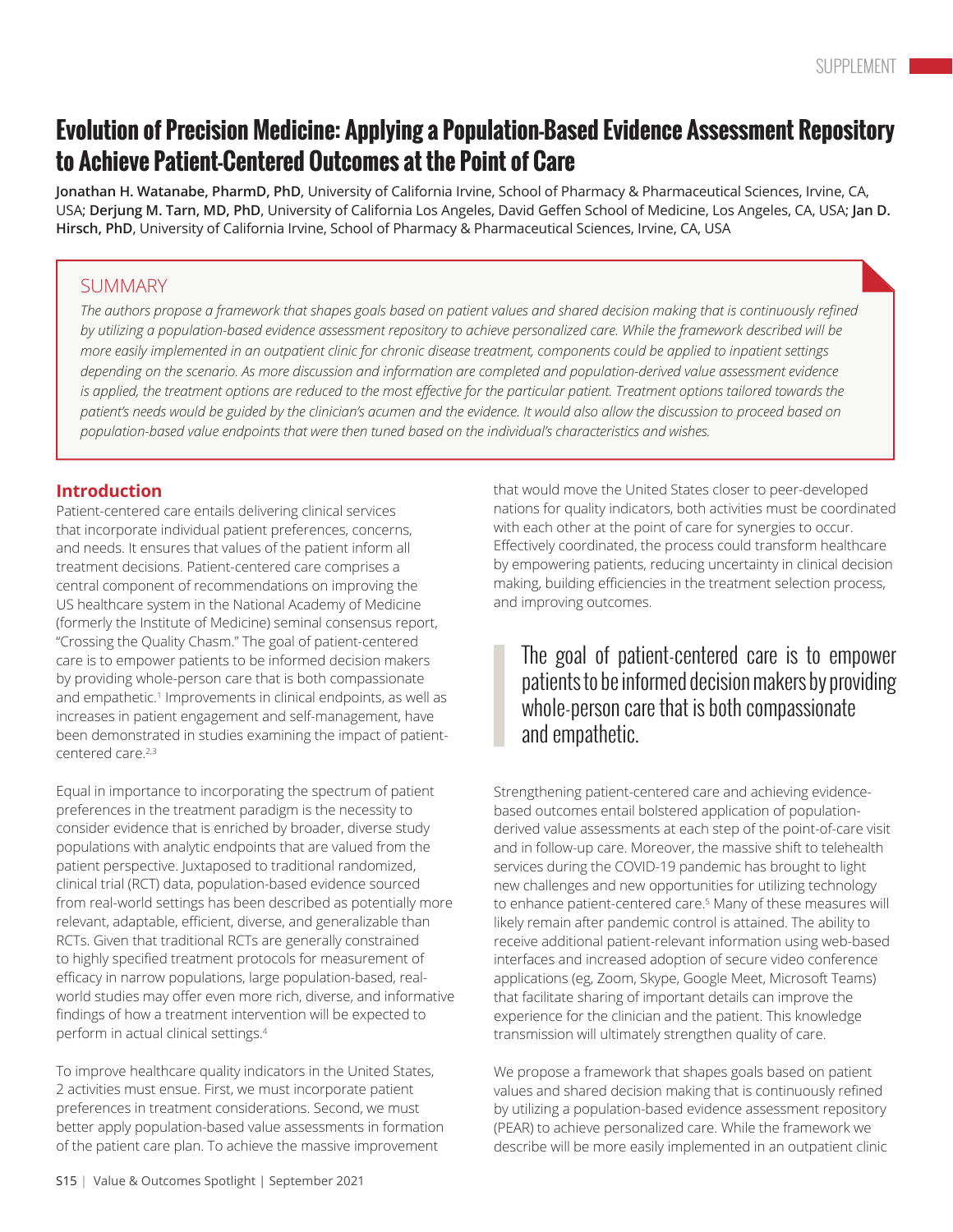# Evolution of Precision Medicine: Applying a Population-Based Evidence Assessment Repository to Achieve Patient-Centered Outcomes at the Point of Care

**Jonathan H. Watanabe, PharmD, PhD**, University of California Irvine, School of Pharmacy & Pharmaceutical Sciences, Irvine, CA, USA; **Derjung M. Tarn, MD, PhD**, University of California Los Angeles, David Geffen School of Medicine, Los Angeles, CA, USA; **Jan D. Hirsch, PhD**, University of California Irvine, School of Pharmacy & Pharmaceutical Sciences, Irvine, CA, USA

## SUMMARY

*The authors propose a framework that shapes goals based on patient values and shared decision making that is continuously refined by utilizing a population-based evidence assessment repository to achieve personalized care. While the framework described will be more easily implemented in an outpatient clinic for chronic disease treatment, components could be applied to inpatient settings depending on the scenario. As more discussion and information are completed and population-derived value assessment evidence is applied, the treatment options are reduced to the most effective for the particular patient. Treatment options tailored towards the patient's needs would be guided by the clinician's acumen and the evidence. It would also allow the discussion to proceed based on population-based value endpoints that were then tuned based on the individual's characteristics and wishes.*

## Introduction

Patient-centered care entails delivering clinical services that incorporate individual patient preferences, concerns, and needs. It ensures that values of the patient inform all treatment decisions. Patient-centered care comprises a central component of recommendations on improving the US healthcare system in the National Academy of Medicine (formerly the Institute of Medicine) seminal consensus report, "Crossing the Quality Chasm." The goal of patient-centered care is to empower patients to be informed decision makers by providing whole-person care that is both compassionate and empathetic.[1] Improvements in clinical endpoints, as well as increases in patient engagement and self-management, have been demonstrated in studies examining the impact of patient-centered care.[2,3]

Equal in importance to incorporating the spectrum of patient preferences in the treatment paradigm is the necessity to consider evidence that is enriched by broader, diverse study populations with analytic endpoints that are valued from the patient perspective. Juxtaposed to traditional randomized, clinical trial (RCT) data, population-based evidence sourced from real-world settings has been described as potentially more relevant, adaptable, efficient, diverse, and generalizable than RCTs. Given that traditional RCTs are generally constrained to highly specified treatment protocols for measurement of efficacy in narrow populations, large population-based, real-world studies may offer even more rich, diverse, and informative findings of how a treatment intervention will be expected to perform in actual clinical settings.[4]

To improve healthcare quality indicators in the United States, 2 activities must ensue. First, we must incorporate patient preferences in treatment considerations. Second, we must better apply population-based value assessments in formation of the patient care plan. To achieve the massive improvement that would move the United States closer to peer-developed nations for quality indicators, both activities must be coordinated with each other at the point of care for synergies to occur. Effectively coordinated, the process could transform healthcare by empowering patients, reducing uncertainty in clinical decision making, building efficiencies in the treatment selection process, and improving outcomes.

> The goal of patient-centered care is to empower patients to be informed decision makers by providing whole-person care that is both compassionate and empathetic.

Strengthening patient-centered care and achieving evidence-based outcomes entail bolstered application of population-derived value assessments at each step of the point-of-care visit and in follow-up care. Moreover, the massive shift to telehealth services during the COVID-19 pandemic has brought to light new challenges and new opportunities for utilizing technology to enhance patient-centered care.[5] Many of these measures will likely remain after pandemic control is attained. The ability to receive additional patient-relevant information using web-based interfaces and increased adoption of secure video conference applications (eg, Zoom, Skype, Google Meet, Microsoft Teams) that facilitate sharing of important details can improve the experience for the clinician and the patient. This knowledge transmission will ultimately strengthen quality of care.

We propose a framework that shapes goals based on patient values and shared decision making that is continuously refined by utilizing a population-based evidence assessment repository (PEAR) to achieve personalized care. While the framework we describe will be more easily implemented in an outpatient clinic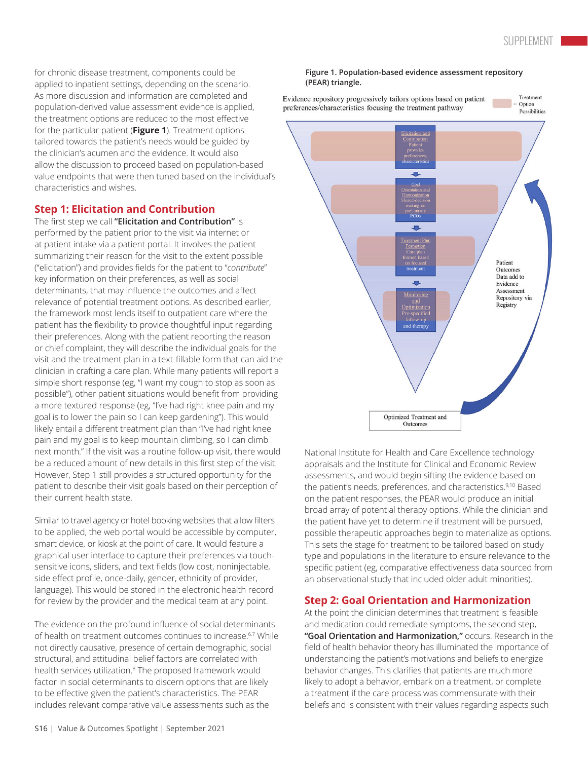for chronic disease treatment, components could be applied to inpatient settings, depending on the scenario. As more discussion and information are completed and population-derived value assessment evidence is applied, the treatment options are reduced to the most effective for the particular patient (**Figure 1**). Treatment options tailored towards the patient's needs would be guided by the clinician's acumen and the evidence. It would also allow the discussion to proceed based on population-based value endpoints that were then tuned based on the individual's characteristics and wishes.

## Step 1: Elicitation and Contribution

The first step we call **"Elicitation and Contribution"** is performed by the patient prior to the visit via internet or at patient intake via a patient portal. It involves the patient summarizing their reason for the visit to the extent possible ("elicitation") and provides fields for the patient to "*contribute*" key information on their preferences, as well as social determinants, that may influence the outcomes and affect relevance of potential treatment options. As described earlier, the framework most lends itself to outpatient care where the patient has the flexibility to provide thoughtful input regarding their preferences. Along with the patient reporting the reason or chief complaint, they will describe the individual goals for the visit and the treatment plan in a text-fillable form that can aid the clinician in crafting a care plan. While many patients will report a simple short response (eg, "I want my cough to stop as soon as possible"), other patient situations would benefit from providing a more textured response (eg, "I've had right knee pain and my goal is to lower the pain so I can keep gardening"). This would likely entail a different treatment plan than "I've had right knee pain and my goal is to keep mountain climbing, so I can climb next month." If the visit was a routine follow-up visit, there would be a reduced amount of new details in this first step of the visit. However, Step 1 still provides a structured opportunity for the patient to describe their visit goals based on their perception of their current health state.

Similar to travel agency or hotel booking websites that allow filters to be applied, the web portal would be accessible by computer, smart device, or kiosk at the point of care. It would feature a graphical user interface to capture their preferences via touch-sensitive icons, sliders, and text fields (low cost, noninjectable, side effect profile, once-daily, gender, ethnicity of provider, language). This would be stored in the electronic health record for review by the provider and the medical team at any point.

The evidence on the profound influence of social determinants of health on treatment outcomes continues to increase.[6,7] While not directly causative, presence of certain demographic, social structural, and attitudinal belief factors are correlated with health services utilization.[8] The proposed framework would factor in social determinants to discern options that are likely to be effective given the patient's characteristics. The PEAR includes relevant comparative value assessments such as the National Institute for Health and Care Excellence technology appraisals and the Institute for Clinical and Economic Review assessments, and would begin sifting the evidence based on the patient's needs, preferences, and characteristics.[9,10] Based on the patient responses, the PEAR would produce an initial broad array of potential therapy options. While the clinician and the patient have yet to determine if treatment will be pursued, possible therapeutic approaches begin to materialize as options. This sets the stage for treatment to be tailored based on study type and populations in the literature to ensure relevance to the specific patient (eg, comparative effectiveness data sourced from an observational study that included older adult minorities).

**Figure 1. Population-based evidence assessment repository (PEAR) triangle.**

Evidence repository progressively tailors options based on patient preferences/characteristics focusing the treatment pathway | Treatment Option Possibilities

Elicitation and Contribution: Patient provides preferences, characteristics
Goal Orientation and Harmonization: Shared-decision making on preliminary PCOs
Treatment Plan Formation: Care plan formed based on focused treatment
Monitoring and Optimization: Pre-specified follow-up and therapy

Patient Outcomes Data add to Evidence Assessment Repository via Registry

Optimized Treatment and Outcomes

## Step 2: Goal Orientation and Harmonization

At the point the clinician determines that treatment is feasible and medication could remediate symptoms, the second step, **"Goal Orientation and Harmonization,"** occurs. Research in the field of health behavior theory has illuminated the importance of understanding the patient's motivations and beliefs to energize behavior changes. This clarifies that patients are much more likely to adopt a behavior, embark on a treatment, or complete a treatment if the care process was commensurate with their beliefs and is consistent with their values regarding aspects such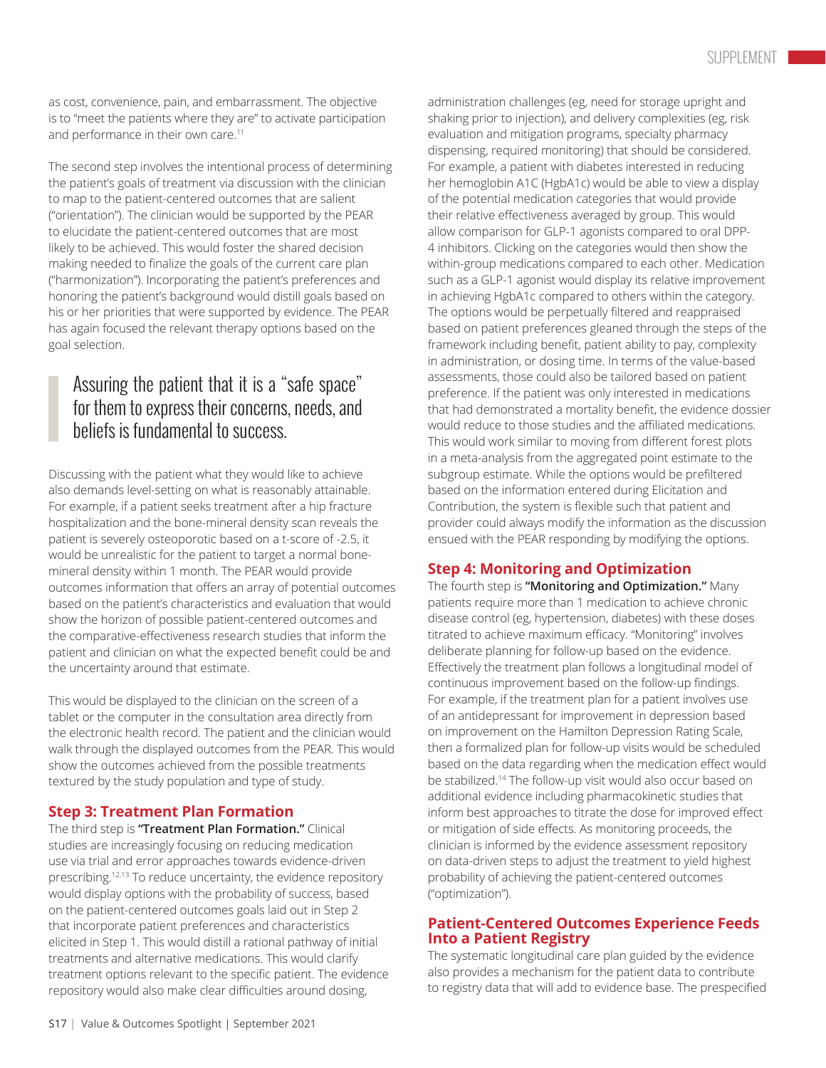as cost, convenience, pain, and embarrassment. The objective is to "meet the patients where they are" to activate participation and performance in their own care.[11]

The second step involves the intentional process of determining the patient's goals of treatment via discussion with the clinician to map to the patient-centered outcomes that are salient ("orientation"). The clinician would be supported by the PEAR to elucidate the patient-centered outcomes that are most likely to be achieved. This would foster the shared decision making needed to finalize the goals of the current care plan ("harmonization"). Incorporating the patient's preferences and honoring the patient's background would distill goals based on his or her priorities that were supported by evidence. The PEAR has again focused the relevant therapy options based on the goal selection.

> Assuring the patient that it is a "safe space" for them to express their concerns, needs, and beliefs is fundamental to success.

Discussing with the patient what they would like to achieve also demands level-setting on what is reasonably attainable. For example, if a patient seeks treatment after a hip fracture hospitalization and the bone-mineral density scan reveals the patient is severely osteoporotic based on a t-score of -2.5, it would be unrealistic for the patient to target a normal bone-mineral density within 1 month. The PEAR would provide outcomes information that offers an array of potential outcomes based on the patient's characteristics and evaluation that would show the horizon of possible patient-centered outcomes and the comparative-effectiveness research studies that inform the patient and clinician on what the expected benefit could be and the uncertainty around that estimate.

This would be displayed to the clinician on the screen of a tablet or the computer in the consultation area directly from the electronic health record. The patient and the clinician would walk through the displayed outcomes from the PEAR. This would show the outcomes achieved from the possible treatments textured by the study population and type of study.

## Step 3: Treatment Plan Formation

The third step is **"Treatment Plan Formation."** Clinical studies are increasingly focusing on reducing medication use via trial and error approaches towards evidence-driven prescribing.[12,13] To reduce uncertainty, the evidence repository would display options with the probability of success, based on the patient-centered outcomes goals laid out in Step 2 that incorporate patient preferences and characteristics elicited in Step 1. This would distill a rational pathway of initial treatments and alternative medications. This would clarify treatment options relevant to the specific patient. The evidence repository would also make clear difficulties around dosing, administration challenges (eg, need for storage upright and shaking prior to injection), and delivery complexities (eg, risk evaluation and mitigation programs, specialty pharmacy dispensing, required monitoring) that should be considered. For example, a patient with diabetes interested in reducing her hemoglobin A1C (HgbA1c) would be able to view a display of the potential medication categories that would provide their relative effectiveness averaged by group. This would allow comparison for GLP-1 agonists compared to oral DPP-4 inhibitors. Clicking on the categories would then show the within-group medications compared to each other. Medication such as a GLP-1 agonist would display its relative improvement in achieving HgbA1c compared to others within the category. The options would be perpetually filtered and reappraised based on patient preferences gleaned through the steps of the framework including benefit, patient ability to pay, complexity in administration, or dosing time. In terms of the value-based assessments, those could also be tailored based on patient preference. If the patient was only interested in medications that had demonstrated a mortality benefit, the evidence dossier would reduce to those studies and the affiliated medications. This would work similar to moving from different forest plots in a meta-analysis from the aggregated point estimate to the subgroup estimate. While the options would be prefiltered based on the information entered during Elicitation and Contribution, the system is flexible such that patient and provider could always modify the information as the discussion ensued with the PEAR responding by modifying the options.

## Step 4: Monitoring and Optimization

The fourth step is **"Monitoring and Optimization."** Many patients require more than 1 medication to achieve chronic disease control (eg, hypertension, diabetes) with these doses titrated to achieve maximum efficacy. "Monitoring" involves deliberate planning for follow-up based on the evidence. Effectively the treatment plan follows a longitudinal model of continuous improvement based on the follow-up findings. For example, if the treatment plan for a patient involves use of an antidepressant for improvement in depression based on improvement on the Hamilton Depression Rating Scale, then a formalized plan for follow-up visits would be scheduled based on the data regarding when the medication effect would be stabilized.[14] The follow-up visit would also occur based on additional evidence including pharmacokinetic studies that inform best approaches to titrate the dose for improved effect or mitigation of side effects. As monitoring proceeds, the clinician is informed by the evidence assessment repository on data-driven steps to adjust the treatment to yield highest probability of achieving the patient-centered outcomes ("optimization").

## Patient-Centered Outcomes Experience Feeds Into a Patient Registry

The systematic longitudinal care plan guided by the evidence also provides a mechanism for the patient data to contribute to registry data that will add to evidence base. The prespecified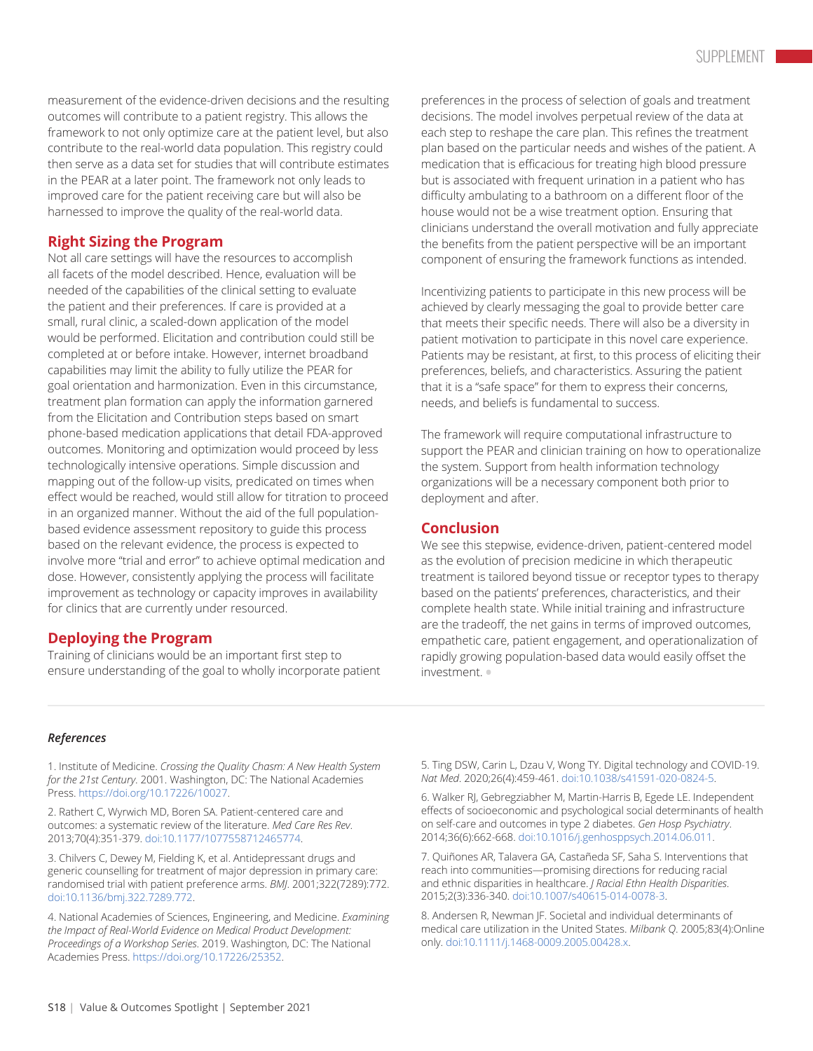measurement of the evidence-driven decisions and the resulting outcomes will contribute to a patient registry. This allows the framework to not only optimize care at the patient level, but also contribute to the real-world data population. This registry could then serve as a data set for studies that will contribute estimates in the PEAR at a later point. The framework not only leads to improved care for the patient receiving care but will also be harnessed to improve the quality of the real-world data.

## Right Sizing the Program

Not all care settings will have the resources to accomplish all facets of the model described. Hence, evaluation will be needed of the capabilities of the clinical setting to evaluate the patient and their preferences. If care is provided at a small, rural clinic, a scaled-down application of the model would be performed. Elicitation and contribution could still be completed at or before intake. However, internet broadband capabilities may limit the ability to fully utilize the PEAR for goal orientation and harmonization. Even in this circumstance, treatment plan formation can apply the information garnered from the Elicitation and Contribution steps based on smart phone-based medication applications that detail FDA-approved outcomes. Monitoring and optimization would proceed by less technologically intensive operations. Simple discussion and mapping out of the follow-up visits, predicated on times when effect would be reached, would still allow for titration to proceed in an organized manner. Without the aid of the full population-based evidence assessment repository to guide this process based on the relevant evidence, the process is expected to involve more "trial and error" to achieve optimal medication and dose. However, consistently applying the process will facilitate improvement as technology or capacity improves in availability for clinics that are currently under resourced.

## Deploying the Program

Training of clinicians would be an important first step to ensure understanding of the goal to wholly incorporate patient preferences in the process of selection of goals and treatment decisions. The model involves perpetual review of the data at each step to reshape the care plan. This refines the treatment plan based on the particular needs and wishes of the patient. A medication that is efficacious for treating high blood pressure but is associated with frequent urination in a patient who has difficulty ambulating to a bathroom on a different floor of the house would not be a wise treatment option. Ensuring that clinicians understand the overall motivation and fully appreciate the benefits from the patient perspective will be an important component of ensuring the framework functions as intended.

Incentivizing patients to participate in this new process will be achieved by clearly messaging the goal to provide better care that meets their specific needs. There will also be a diversity in patient motivation to participate in this novel care experience. Patients may be resistant, at first, to this process of eliciting their preferences, beliefs, and characteristics. Assuring the patient that it is a "safe space" for them to express their concerns, needs, and beliefs is fundamental to success.

The framework will require computational infrastructure to support the PEAR and clinician training on how to operationalize the system. Support from health information technology organizations will be a necessary component both prior to deployment and after.

## Conclusion

We see this stepwise, evidence-driven, patient-centered model as the evolution of precision medicine in which therapeutic treatment is tailored beyond tissue or receptor types to therapy based on the patients' preferences, characteristics, and their complete health state. While initial training and infrastructure are the tradeoff, the net gains in terms of improved outcomes, empathetic care, patient engagement, and operationalization of rapidly growing population-based data would easily offset the investment.

### *References*

1. Institute of Medicine. *Crossing the Quality Chasm: A New Health System for the 21st Century*. 2001. Washington, DC: The National Academies Press. https://doi.org/10.17226/10027.

2. Rathert C, Wyrwich MD, Boren SA. Patient-centered care and outcomes: a systematic review of the literature. *Med Care Res Rev*. 2013;70(4):351-379. doi:10.1177/1077558712465774.

3. Chilvers C, Dewey M, Fielding K, et al. Antidepressant drugs and generic counselling for treatment of major depression in primary care: randomised trial with patient preference arms. *BMJ*. 2001;322(7289):772. doi:10.1136/bmj.322.7289.772.

4. National Academies of Sciences, Engineering, and Medicine. *Examining the Impact of Real-World Evidence on Medical Product Development: Proceedings of a Workshop Series*. 2019. Washington, DC: The National Academies Press. https://doi.org/10.17226/25352.

5. Ting DSW, Carin L, Dzau V, Wong TY. Digital technology and COVID-19. *Nat Med*. 2020;26(4):459-461. doi:10.1038/s41591-020-0824-5.

6. Walker RJ, Gebregziabher M, Martin-Harris B, Egede LE. Independent effects of socioeconomic and psychological social determinants of health on self-care and outcomes in type 2 diabetes. *Gen Hosp Psychiatry*. 2014;36(6):662-668. doi:10.1016/j.genhosppsych.2014.06.011.

7. Quiñones AR, Talavera GA, Castañeda SF, Saha S. Interventions that reach into communities—promising directions for reducing racial and ethnic disparities in healthcare. *J Racial Ethn Health Disparities*. 2015;2(3):336-340. doi:10.1007/s40615-014-0078-3.

8. Andersen R, Newman JF. Societal and individual determinants of medical care utilization in the United States. *Milbank Q*. 2005;83(4):Online only. doi:10.1111/j.1468-0009.2005.00428.x.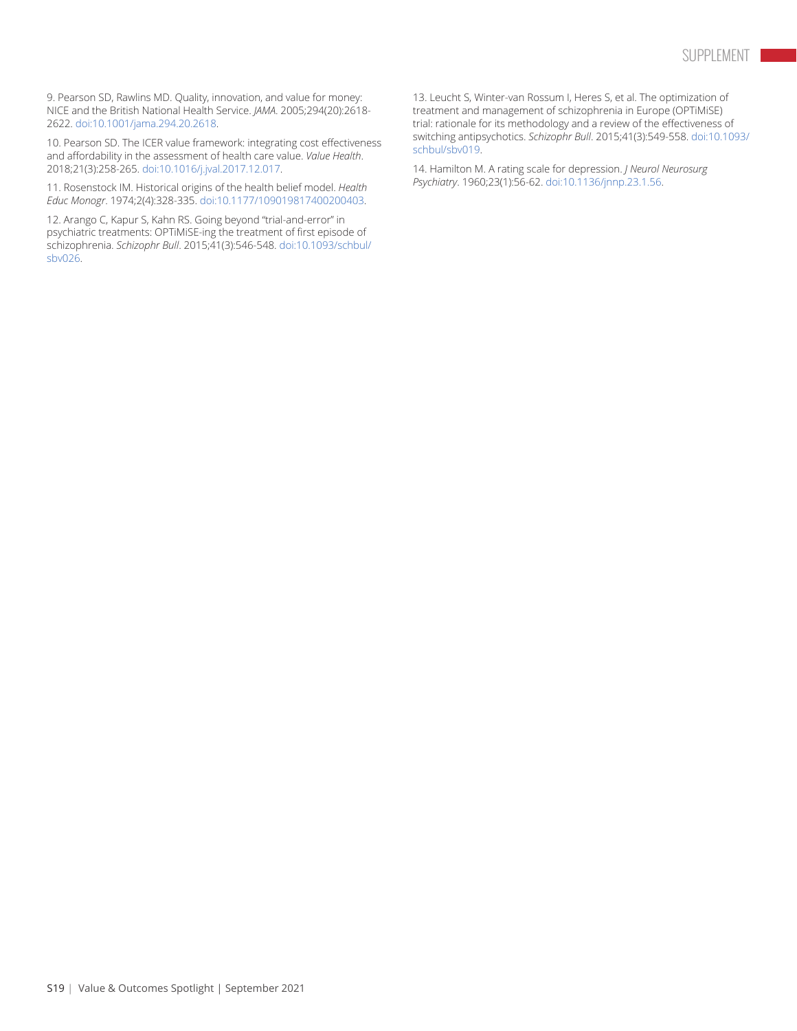9. Pearson SD, Rawlins MD. Quality, innovation, and value for money: NICE and the British National Health Service. *JAMA*. 2005;294(20):2618-2622. doi:10.1001/jama.294.20.2618.

10. Pearson SD. The ICER value framework: integrating cost effectiveness and affordability in the assessment of health care value. *Value Health*. 2018;21(3):258-265. doi:10.1016/j.jval.2017.12.017.

11. Rosenstock IM. Historical origins of the health belief model. *Health Educ Monogr*. 1974;2(4):328-335. doi:10.1177/109019817400200403.

12. Arango C, Kapur S, Kahn RS. Going beyond "trial-and-error" in psychiatric treatments: OPTiMiSE-ing the treatment of first episode of schizophrenia. *Schizophr Bull*. 2015;41(3):546-548. doi:10.1093/schbul/sbv026.

13. Leucht S, Winter-van Rossum I, Heres S, et al. The optimization of treatment and management of schizophrenia in Europe (OPTiMiSE) trial: rationale for its methodology and a review of the effectiveness of switching antipsychotics. *Schizophr Bull*. 2015;41(3):549-558. doi:10.1093/schbul/sbv019.

14. Hamilton M. A rating scale for depression. *J Neurol Neurosurg Psychiatry*. 1960;23(1):56-62. doi:10.1136/jnnp.23.1.56.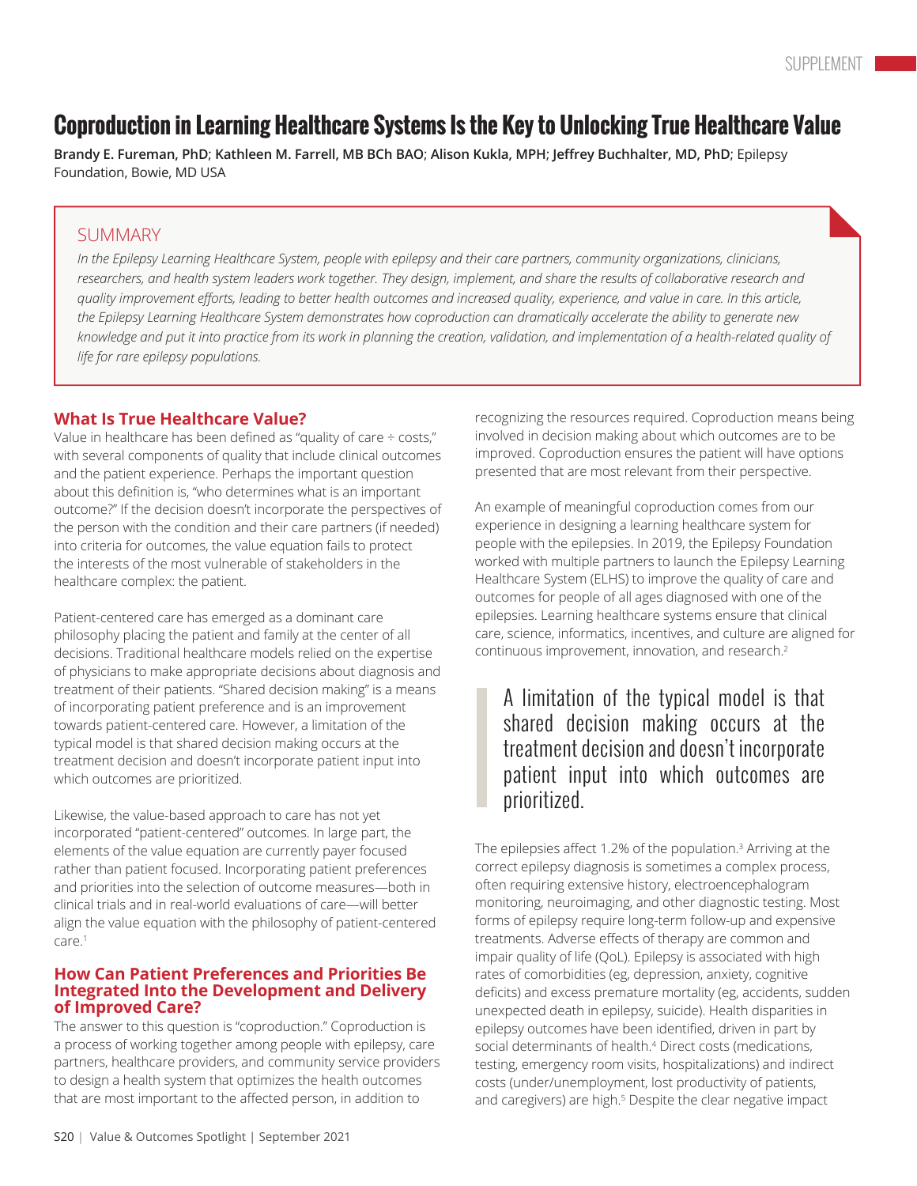# Coproduction in Learning Healthcare Systems Is the Key to Unlocking True Healthcare Value

**Brandy E. Fureman, PhD**; **Kathleen M. Farrell, MB BCh BAO**; **Alison Kukla, MPH**; **Jeffrey Buchhalter, MD, PhD**; Epilepsy Foundation, Bowie, MD USA

## SUMMARY

*In the Epilepsy Learning Healthcare System, people with epilepsy and their care partners, community organizations, clinicians, researchers, and health system leaders work together. They design, implement, and share the results of collaborative research and quality improvement efforts, leading to better health outcomes and increased quality, experience, and value in care. In this article, the Epilepsy Learning Healthcare System demonstrates how coproduction can dramatically accelerate the ability to generate new knowledge and put it into practice from its work in planning the creation, validation, and implementation of a health-related quality of life for rare epilepsy populations.*

## What Is True Healthcare Value?

Value in healthcare has been defined as "quality of care ÷ costs," with several components of quality that include clinical outcomes and the patient experience. Perhaps the important question about this definition is, "who determines what is an important outcome?" If the decision doesn't incorporate the perspectives of the person with the condition and their care partners (if needed) into criteria for outcomes, the value equation fails to protect the interests of the most vulnerable of stakeholders in the healthcare complex: the patient.

Patient-centered care has emerged as a dominant care philosophy placing the patient and family at the center of all decisions. Traditional healthcare models relied on the expertise of physicians to make appropriate decisions about diagnosis and treatment of their patients. "Shared decision making" is a means of incorporating patient preference and is an improvement towards patient-centered care. However, a limitation of the typical model is that shared decision making occurs at the treatment decision and doesn't incorporate patient input into which outcomes are prioritized.

Likewise, the value-based approach to care has not yet incorporated "patient-centered" outcomes. In large part, the elements of the value equation are currently payer focused rather than patient focused. Incorporating patient preferences and priorities into the selection of outcome measures—both in clinical trials and in real-world evaluations of care—will better align the value equation with the philosophy of patient-centered care.[1]

## How Can Patient Preferences and Priorities Be Integrated Into the Development and Delivery of Improved Care?

The answer to this question is "coproduction." Coproduction is a process of working together among people with epilepsy, care partners, healthcare providers, and community service providers to design a health system that optimizes the health outcomes that are most important to the affected person, in addition to recognizing the resources required. Coproduction means being involved in decision making about which outcomes are to be improved. Coproduction ensures the patient will have options presented that are most relevant from their perspective.

An example of meaningful coproduction comes from our experience in designing a learning healthcare system for people with the epilepsies. In 2019, the Epilepsy Foundation worked with multiple partners to launch the Epilepsy Learning Healthcare System (ELHS) to improve the quality of care and outcomes for people of all ages diagnosed with one of the epilepsies. Learning healthcare systems ensure that clinical care, science, informatics, incentives, and culture are aligned for continuous improvement, innovation, and research.[2]

> A limitation of the typical model is that shared decision making occurs at the treatment decision and doesn't incorporate patient input into which outcomes are prioritized.

The epilepsies affect 1.2% of the population.[3] Arriving at the correct epilepsy diagnosis is sometimes a complex process, often requiring extensive history, electroencephalogram monitoring, neuroimaging, and other diagnostic testing. Most forms of epilepsy require long-term follow-up and expensive treatments. Adverse effects of therapy are common and impair quality of life (QoL). Epilepsy is associated with high rates of comorbidities (eg, depression, anxiety, cognitive deficits) and excess premature mortality (eg, accidents, sudden unexpected death in epilepsy, suicide). Health disparities in epilepsy outcomes have been identified, driven in part by social determinants of health.[4] Direct costs (medications, testing, emergency room visits, hospitalizations) and indirect costs (under/unemployment, lost productivity of patients, and caregivers) are high.[5] Despite the clear negative impact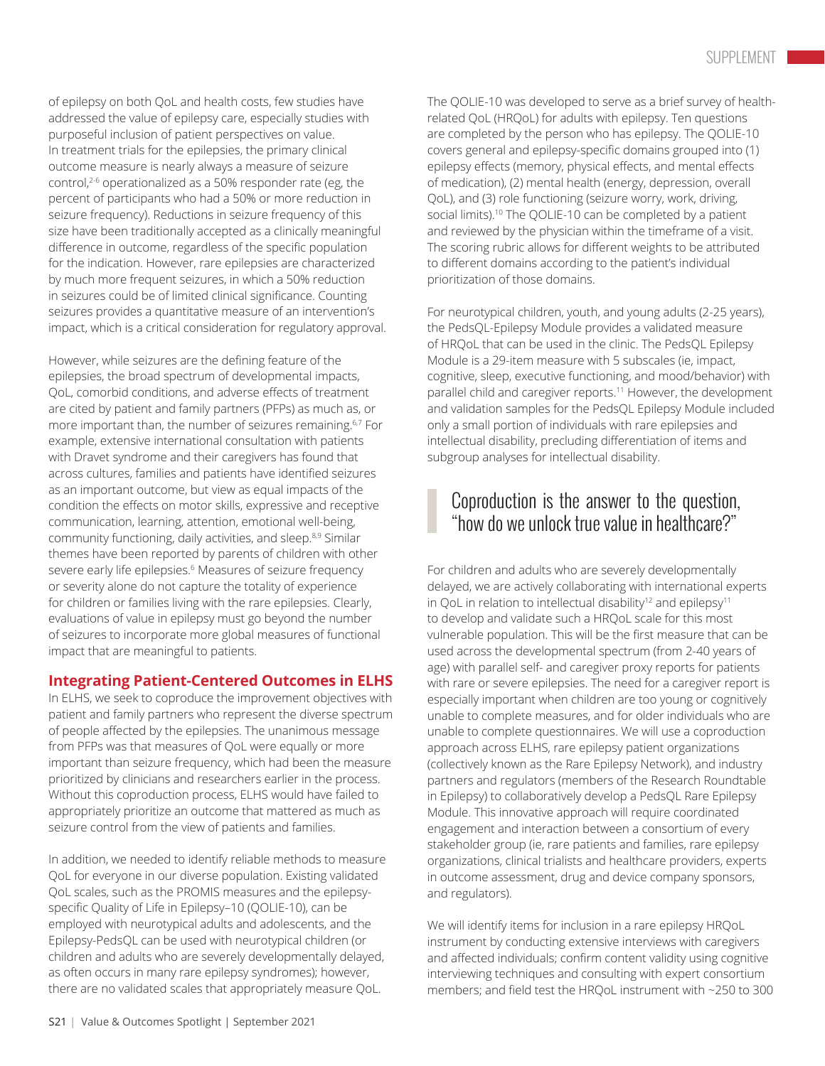of epilepsy on both QoL and health costs, few studies have addressed the value of epilepsy care, especially studies with purposeful inclusion of patient perspectives on value. In treatment trials for the epilepsies, the primary clinical outcome measure is nearly always a measure of seizure control,[2-6] operationalized as a 50% responder rate (eg, the percent of participants who had a 50% or more reduction in seizure frequency). Reductions in seizure frequency of this size have been traditionally accepted as a clinically meaningful difference in outcome, regardless of the specific population for the indication. However, rare epilepsies are characterized by much more frequent seizures, in which a 50% reduction in seizures could be of limited clinical significance. Counting seizures provides a quantitative measure of an intervention's impact, which is a critical consideration for regulatory approval.

However, while seizures are the defining feature of the epilepsies, the broad spectrum of developmental impacts, QoL, comorbid conditions, and adverse effects of treatment are cited by patient and family partners (PFPs) as much as, or more important than, the number of seizures remaining.[6,7] For example, extensive international consultation with patients with Dravet syndrome and their caregivers has found that across cultures, families and patients have identified seizures as an important outcome, but view as equal impacts of the condition the effects on motor skills, expressive and receptive communication, learning, attention, emotional well-being, community functioning, daily activities, and sleep.[8,9] Similar themes have been reported by parents of children with other severe early life epilepsies.[6] Measures of seizure frequency or severity alone do not capture the totality of experience for children or families living with the rare epilepsies. Clearly, evaluations of value in epilepsy must go beyond the number of seizures to incorporate more global measures of functional impact that are meaningful to patients.

## Integrating Patient-Centered Outcomes in ELHS

In ELHS, we seek to coproduce the improvement objectives with patient and family partners who represent the diverse spectrum of people affected by the epilepsies. The unanimous message from PFPs was that measures of QoL were equally or more important than seizure frequency, which had been the measure prioritized by clinicians and researchers earlier in the process. Without this coproduction process, ELHS would have failed to appropriately prioritize an outcome that mattered as much as seizure control from the view of patients and families.

In addition, we needed to identify reliable methods to measure QoL for everyone in our diverse population. Existing validated QoL scales, such as the PROMIS measures and the epilepsy-specific Quality of Life in Epilepsy–10 (QOLIE-10), can be employed with neurotypical adults and adolescents, and the Epilepsy-PedsQL can be used with neurotypical children (or children and adults who are severely developmentally delayed, as often occurs in many rare epilepsy syndromes); however, there are no validated scales that appropriately measure QoL.

The QOLIE-10 was developed to serve as a brief survey of health-related QoL (HRQoL) for adults with epilepsy. Ten questions are completed by the person who has epilepsy. The QOLIE-10 covers general and epilepsy-specific domains grouped into (1) epilepsy effects (memory, physical effects, and mental effects of medication), (2) mental health (energy, depression, overall QoL), and (3) role functioning (seizure worry, work, driving, social limits).[10] The QOLIE-10 can be completed by a patient and reviewed by the physician within the timeframe of a visit. The scoring rubric allows for different weights to be attributed to different domains according to the patient's individual prioritization of those domains.

For neurotypical children, youth, and young adults (2-25 years), the PedsQL-Epilepsy Module provides a validated measure of HRQoL that can be used in the clinic. The PedsQL Epilepsy Module is a 29-item measure with 5 subscales (ie, impact, cognitive, sleep, executive functioning, and mood/behavior) with parallel child and caregiver reports.[11] However, the development and validation samples for the PedsQL Epilepsy Module included only a small portion of individuals with rare epilepsies and intellectual disability, precluding differentiation of items and subgroup analyses for intellectual disability.

> Coproduction is the answer to the question, "how do we unlock true value in healthcare?"

For children and adults who are severely developmentally delayed, we are actively collaborating with international experts in QoL in relation to intellectual disability[12] and epilepsy[11] to develop and validate such a HRQoL scale for this most vulnerable population. This will be the first measure that can be used across the developmental spectrum (from 2-40 years of age) with parallel self- and caregiver proxy reports for patients with rare or severe epilepsies. The need for a caregiver report is especially important when children are too young or cognitively unable to complete measures, and for older individuals who are unable to complete questionnaires. We will use a coproduction approach across ELHS, rare epilepsy patient organizations (collectively known as the Rare Epilepsy Network), and industry partners and regulators (members of the Research Roundtable in Epilepsy) to collaboratively develop a PedsQL Rare Epilepsy Module. This innovative approach will require coordinated engagement and interaction between a consortium of every stakeholder group (ie, rare patients and families, rare epilepsy organizations, clinical trialists and healthcare providers, experts in outcome assessment, drug and device company sponsors, and regulators).

We will identify items for inclusion in a rare epilepsy HRQoL instrument by conducting extensive interviews with caregivers and affected individuals; confirm content validity using cognitive interviewing techniques and consulting with expert consortium members; and field test the HRQoL instrument with ~250 to 300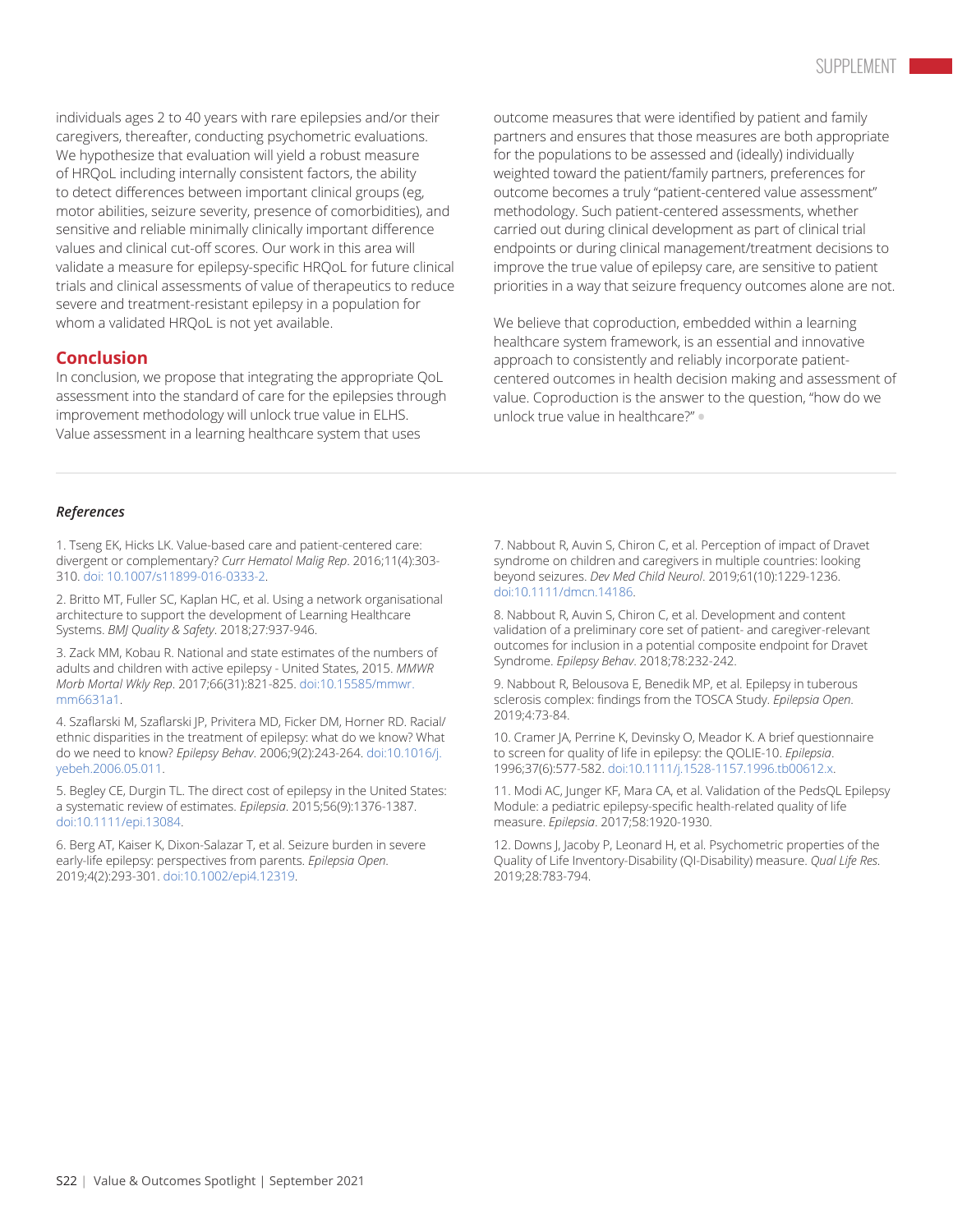individuals ages 2 to 40 years with rare epilepsies and/or their caregivers, thereafter, conducting psychometric evaluations. We hypothesize that evaluation will yield a robust measure of HRQoL including internally consistent factors, the ability to detect differences between important clinical groups (eg, motor abilities, seizure severity, presence of comorbidities), and sensitive and reliable minimally clinically important difference values and clinical cut-off scores. Our work in this area will validate a measure for epilepsy-specific HRQoL for future clinical trials and clinical assessments of value of therapeutics to reduce severe and treatment-resistant epilepsy in a population for whom a validated HRQoL is not yet available.

## Conclusion

In conclusion, we propose that integrating the appropriate QoL assessment into the standard of care for the epilepsies through improvement methodology will unlock true value in ELHS. Value assessment in a learning healthcare system that uses outcome measures that were identified by patient and family partners and ensures that those measures are both appropriate for the populations to be assessed and (ideally) individually weighted toward the patient/family partners, preferences for outcome becomes a truly "patient-centered value assessment" methodology. Such patient-centered assessments, whether carried out during clinical development as part of clinical trial endpoints or during clinical management/treatment decisions to improve the true value of epilepsy care, are sensitive to patient priorities in a way that seizure frequency outcomes alone are not.

We believe that coproduction, embedded within a learning healthcare system framework, is an essential and innovative approach to consistently and reliably incorporate patient-centered outcomes in health decision making and assessment of value. Coproduction is the answer to the question, "how do we unlock true value in healthcare?"

### *References*

1. Tseng EK, Hicks LK. Value-based care and patient-centered care: divergent or complementary? *Curr Hematol Malig Rep*. 2016;11(4):303-310. doi: 10.1007/s11899-016-0333-2.

2. Britto MT, Fuller SC, Kaplan HC, et al. Using a network organisational architecture to support the development of Learning Healthcare Systems. *BMJ Quality & Safety*. 2018;27:937-946.

3. Zack MM, Kobau R. National and state estimates of the numbers of adults and children with active epilepsy - United States, 2015. *MMWR Morb Mortal Wkly Rep*. 2017;66(31):821-825. doi:10.15585/mmwr.mm6631a1.

4. Szaflarski M, Szaflarski JP, Privitera MD, Ficker DM, Horner RD. Racial/ethnic disparities in the treatment of epilepsy: what do we know? What do we need to know? *Epilepsy Behav*. 2006;9(2):243-264. doi:10.1016/j.yebeh.2006.05.011.

5. Begley CE, Durgin TL. The direct cost of epilepsy in the United States: a systematic review of estimates. *Epilepsia*. 2015;56(9):1376-1387. doi:10.1111/epi.13084.

6. Berg AT, Kaiser K, Dixon-Salazar T, et al. Seizure burden in severe early-life epilepsy: perspectives from parents. *Epilepsia Open*. 2019;4(2):293-301. doi:10.1002/epi4.12319.

7. Nabbout R, Auvin S, Chiron C, et al. Perception of impact of Dravet syndrome on children and caregivers in multiple countries: looking beyond seizures. *Dev Med Child Neurol*. 2019;61(10):1229-1236. doi:10.1111/dmcn.14186.

8. Nabbout R, Auvin S, Chiron C, et al. Development and content validation of a preliminary core set of patient- and caregiver-relevant outcomes for inclusion in a potential composite endpoint for Dravet Syndrome. *Epilepsy Behav*. 2018;78:232-242.

9. Nabbout R, Belousova E, Benedik MP, et al. Epilepsy in tuberous sclerosis complex: findings from the TOSCA Study. *Epilepsia Open*. 2019;4:73-84.

10. Cramer JA, Perrine K, Devinsky O, Meador K. A brief questionnaire to screen for quality of life in epilepsy: the QOLIE-10. *Epilepsia*. 1996;37(6):577-582. doi:10.1111/j.1528-1157.1996.tb00612.x.

11. Modi AC, Junger KF, Mara CA, et al. Validation of the PedsQL Epilepsy Module: a pediatric epilepsy-specific health-related quality of life measure. *Epilepsia*. 2017;58:1920-1930.

12. Downs J, Jacoby P, Leonard H, et al. Psychometric properties of the Quality of Life Inventory-Disability (Ql-Disability) measure. *Qual Life Res*. 2019;28:783-794.